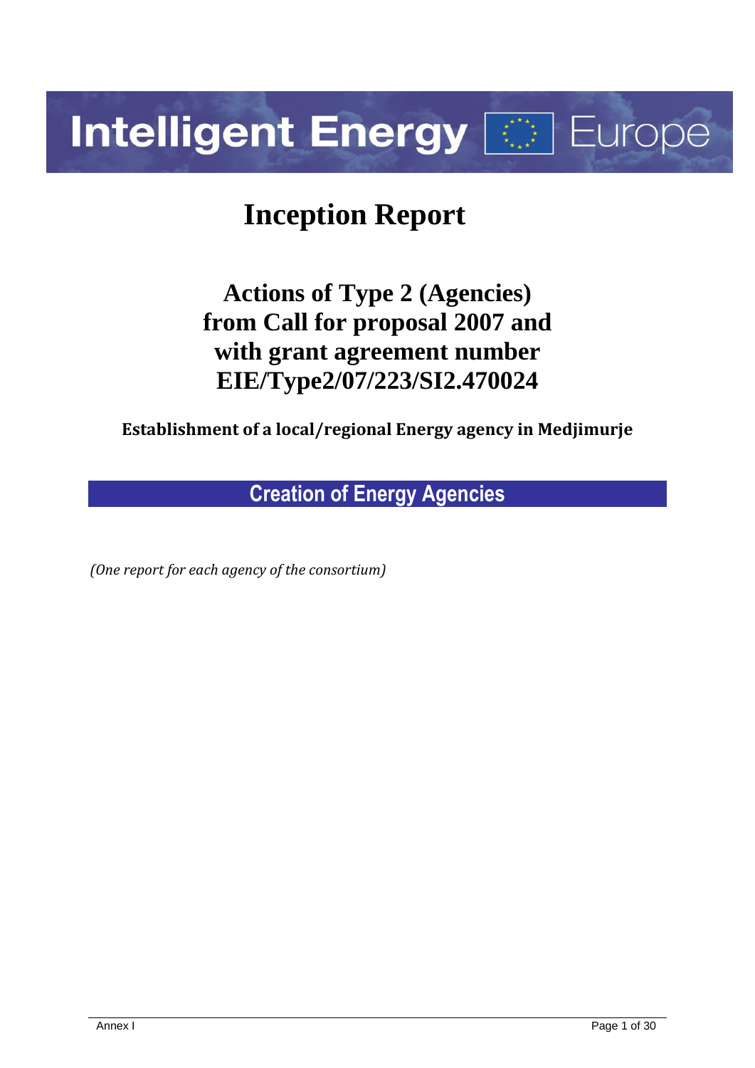Intelligent Energy Europe

# Inception Report

## Actions of Type 2 (Agencies) from Call for proposal 2007 and with grant agreement number EIE/Type2/07/223/SI2.470024

**Establishment of a local/regional Energy agency in Medjimurje**

**Creation of Energy Agencies**

*(One report for each agency of the consortium)*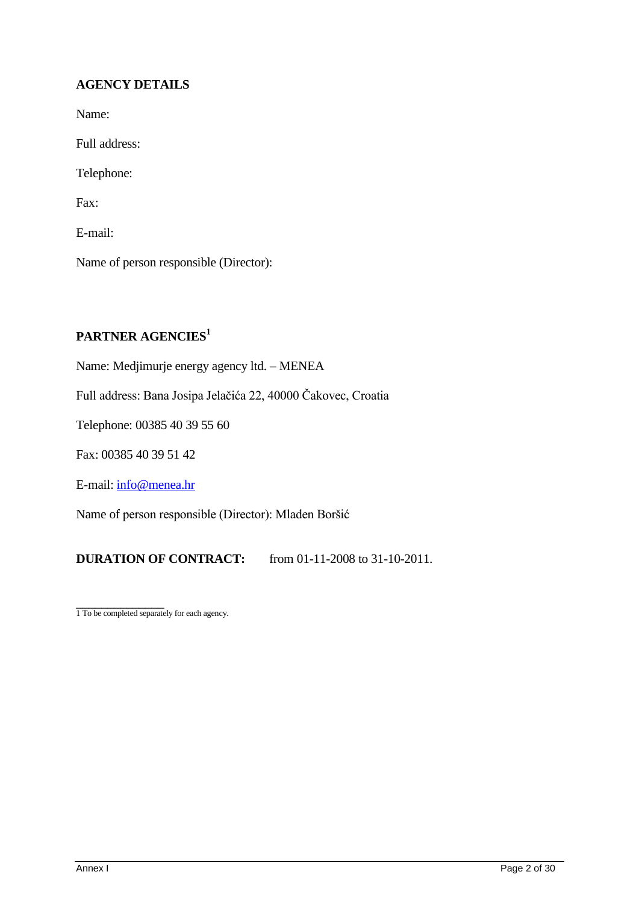**AGENCY DETAILS**

Name:

Full address:

Telephone:

Fax:

E-mail:

Name of person responsible (Director):

**PARTNER AGENCIES[1]**

Name: Medjimurje energy agency ltd. – MENEA

Full address: Bana Josipa Jelačića 22, 40000 Čakovec, Croatia

Telephone: 00385 40 39 55 60

Fax: 00385 40 39 51 42

E-mail: info@menea.hr

Name of person responsible (Director): Mladen Boršić

**DURATION OF CONTRACT:** from 01-11-2008 to 31-10-2011.

1 To be completed separately for each agency.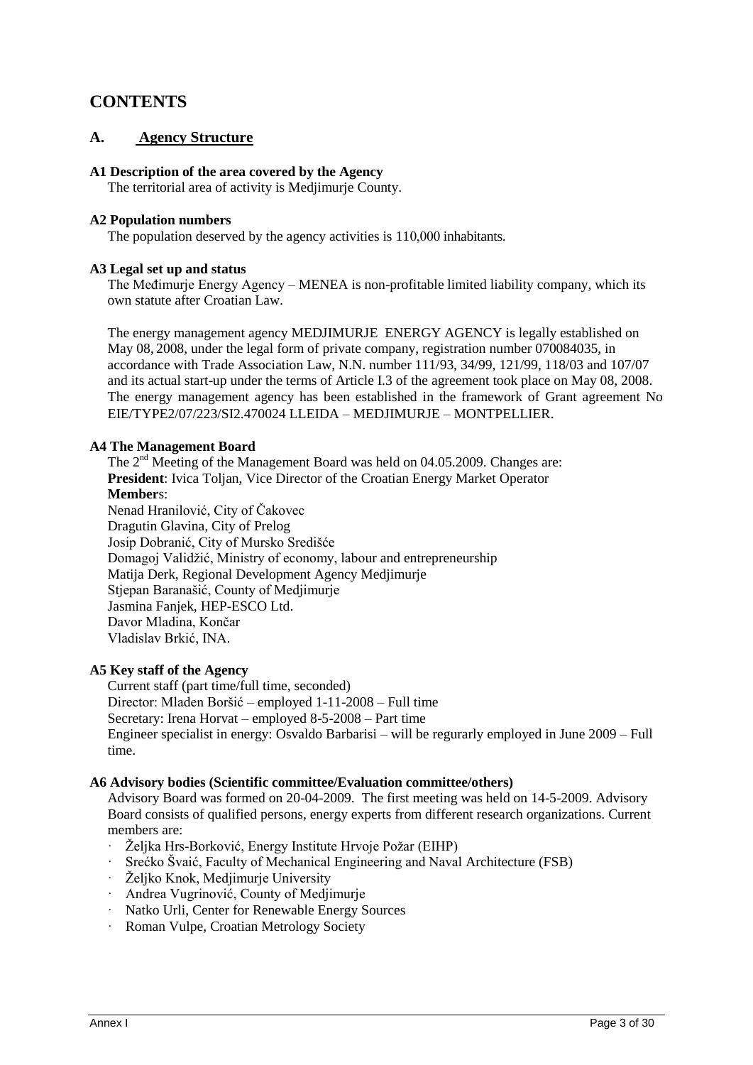# CONTENTS

## A. Agency Structure

### A1 Description of the area covered by the Agency

The territorial area of activity is Medjimurje County.

### A2 Population numbers

The population deserved by the agency activities is 110,000 inhabitants.

### A3 Legal set up and status

The Međimurje Energy Agency – MENEA is non-profitable limited liability company, which its own statute after Croatian Law.

The energy management agency MEDJIMURJE ENERGY AGENCY is legally established on May 08, 2008, under the legal form of private company, registration number 070084035, in accordance with Trade Association Law, N.N. number 111/93, 34/99, 121/99, 118/03 and 107/07 and its actual start-up under the terms of Article I.3 of the agreement took place on May 08, 2008. The energy management agency has been established in the framework of Grant agreement No EIE/TYPE2/07/223/SI2.470024 LLEIDA – MEDJIMURJE – MONTPELLIER.

### A4 The Management Board

The 2nd Meeting of the Management Board was held on 04.05.2009. Changes are:

**President**: Ivica Toljan, Vice Director of the Croatian Energy Market Operator

**Member**s:

Nenad Hranilović, City of Čakovec
Dragutin Glavina, City of Prelog
Josip Dobranić, City of Mursko Središće
Domagoj Validžić, Ministry of economy, labour and entrepreneurship
Matija Derk, Regional Development Agency Medjimurje
Stjepan Baranašić, County of Medjimurje
Jasmina Fanjek, HEP-ESCO Ltd.
Davor Mladina, Končar
Vladislav Brkić, INA.

### A5 Key staff of the Agency

Current staff (part time/full time, seconded)
Director: Mladen Boršić – employed 1-11-2008 – Full time
Secretary: Irena Horvat – employed 8-5-2008 – Part time
Engineer specialist in energy: Osvaldo Barbarisi – will be regurarly employed in June 2009 – Full time.

### A6 Advisory bodies (Scientific committee/Evaluation committee/others)

Advisory Board was formed on 20-04-2009. The first meeting was held on 14-5-2009. Advisory Board consists of qualified persons, energy experts from different research organizations. Current members are:

- Željka Hrs-Borković, Energy Institute Hrvoje Požar (EIHP)
- Srećko Švaić, Faculty of Mechanical Engineering and Naval Architecture (FSB)
- Željko Knok, Medjimurje University
- Andrea Vugrinović, County of Medjimurje
- Natko Urli, Center for Renewable Energy Sources
- Roman Vulpe, Croatian Metrology Society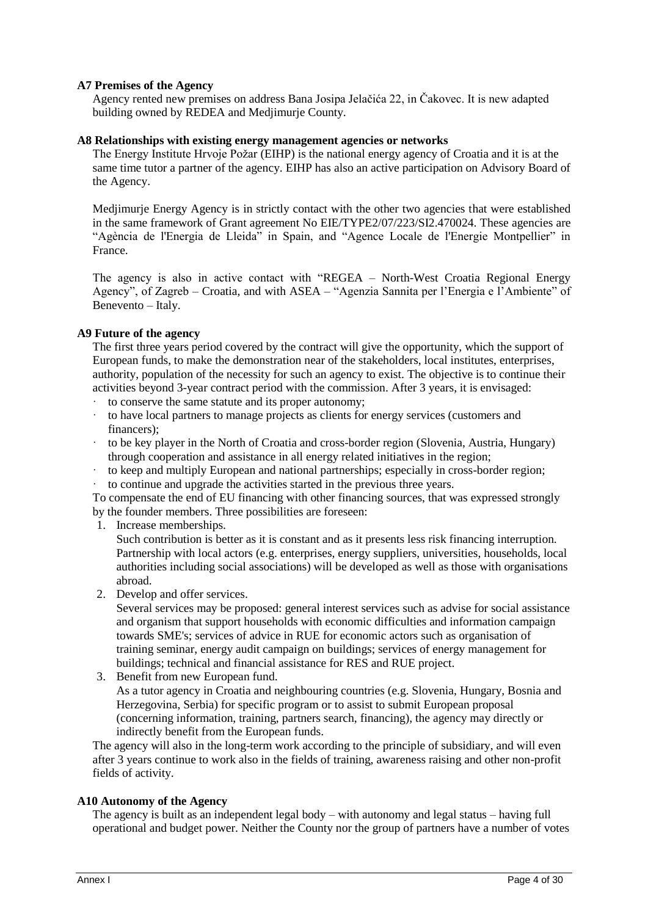**A7 Premises of the Agency**

Agency rented new premises on address Bana Josipa Jelačića 22, in Čakovec. It is new adapted building owned by REDEA and Medjimurje County.

**A8 Relationships with existing energy management agencies or networks**

The Energy Institute Hrvoje Požar (EIHP) is the national energy agency of Croatia and it is at the same time tutor a partner of the agency. EIHP has also an active participation on Advisory Board of the Agency.

Medjimurje Energy Agency is in strictly contact with the other two agencies that were established in the same framework of Grant agreement No EIE/TYPE2/07/223/SI2.470024. These agencies are "Agència de l'Energia de Lleida" in Spain, and "Agence Locale de l'Energie Montpellier" in France.

The agency is also in active contact with "REGEA – North-West Croatia Regional Energy Agency", of Zagreb – Croatia, and with ASEA – "Agenzia Sannita per l'Energia e l'Ambiente" of Benevento – Italy.

**A9 Future of the agency**

The first three years period covered by the contract will give the opportunity, which the support of European funds, to make the demonstration near of the stakeholders, local institutes, enterprises, authority, population of the necessity for such an agency to exist. The objective is to continue their activities beyond 3-year contract period with the commission. After 3 years, it is envisaged:

- to conserve the same statute and its proper autonomy;
- to have local partners to manage projects as clients for energy services (customers and financers);
- to be key player in the North of Croatia and cross-border region (Slovenia, Austria, Hungary) through cooperation and assistance in all energy related initiatives in the region;
- to keep and multiply European and national partnerships; especially in cross-border region;
- to continue and upgrade the activities started in the previous three years.

To compensate the end of EU financing with other financing sources, that was expressed strongly by the founder members. Three possibilities are foreseen:

1. Increase memberships.
   Such contribution is better as it is constant and as it presents less risk financing interruption. Partnership with local actors (e.g. enterprises, energy suppliers, universities, households, local authorities including social associations) will be developed as well as those with organisations abroad.
2. Develop and offer services.
   Several services may be proposed: general interest services such as advise for social assistance and organism that support households with economic difficulties and information campaign towards SME's; services of advice in RUE for economic actors such as organisation of training seminar, energy audit campaign on buildings; services of energy management for buildings; technical and financial assistance for RES and RUE project.
3. Benefit from new European fund.
   As a tutor agency in Croatia and neighbouring countries (e.g. Slovenia, Hungary, Bosnia and Herzegovina, Serbia) for specific program or to assist to submit European proposal (concerning information, training, partners search, financing), the agency may directly or indirectly benefit from the European funds.

The agency will also in the long-term work according to the principle of subsidiary, and will even after 3 years continue to work also in the fields of training, awareness raising and other non-profit fields of activity.

**A10 Autonomy of the Agency**

The agency is built as an independent legal body – with autonomy and legal status – having full operational and budget power. Neither the County nor the group of partners have a number of votes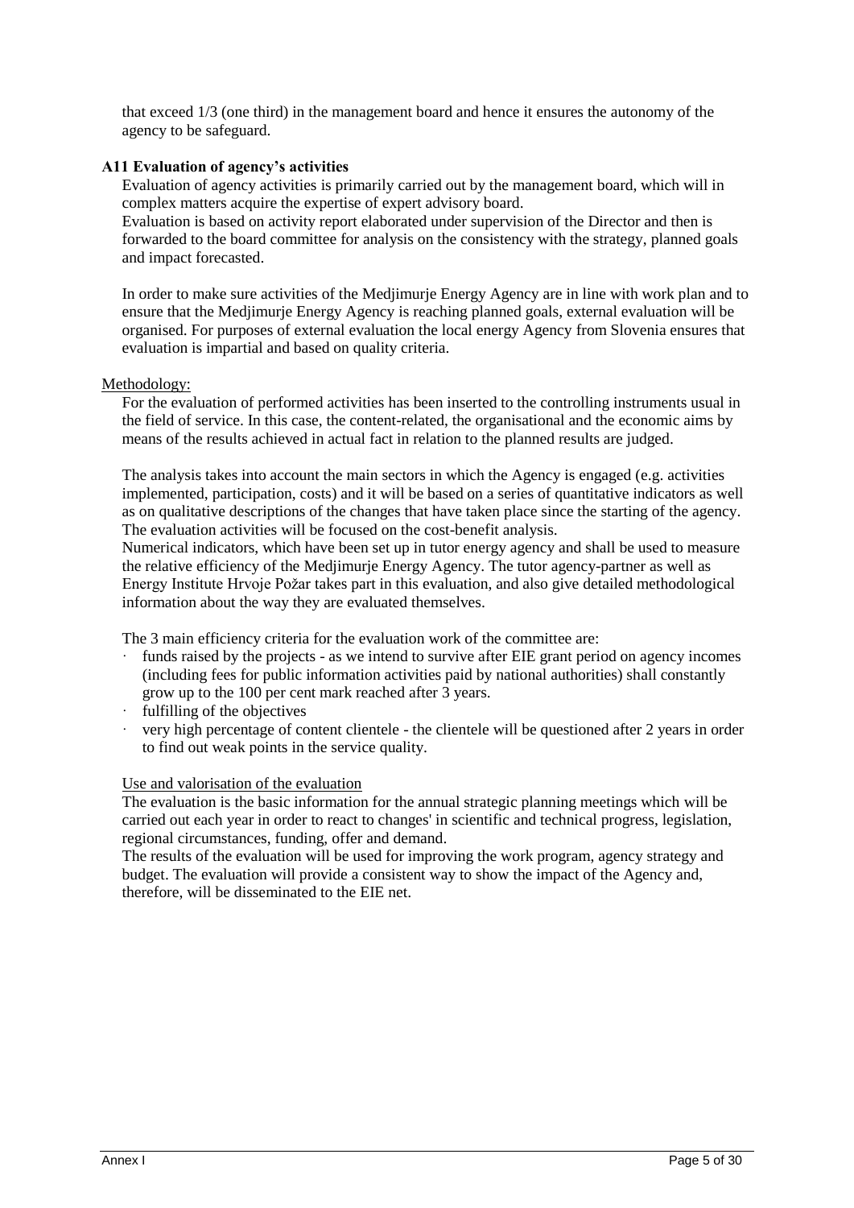that exceed 1/3 (one third) in the management board and hence it ensures the autonomy of the agency to be safeguard.

**A11 Evaluation of agency's activities**

Evaluation of agency activities is primarily carried out by the management board, which will in complex matters acquire the expertise of expert advisory board.

Evaluation is based on activity report elaborated under supervision of the Director and then is forwarded to the board committee for analysis on the consistency with the strategy, planned goals and impact forecasted.

In order to make sure activities of the Medjimurje Energy Agency are in line with work plan and to ensure that the Medjimurje Energy Agency is reaching planned goals, external evaluation will be organised. For purposes of external evaluation the local energy Agency from Slovenia ensures that evaluation is impartial and based on quality criteria.

Methodology:

For the evaluation of performed activities has been inserted to the controlling instruments usual in the field of service. In this case, the content-related, the organisational and the economic aims by means of the results achieved in actual fact in relation to the planned results are judged.

The analysis takes into account the main sectors in which the Agency is engaged (e.g. activities implemented, participation, costs) and it will be based on a series of quantitative indicators as well as on qualitative descriptions of the changes that have taken place since the starting of the agency. The evaluation activities will be focused on the cost-benefit analysis.

Numerical indicators, which have been set up in tutor energy agency and shall be used to measure the relative efficiency of the Medjimurje Energy Agency. The tutor agency-partner as well as Energy Institute Hrvoje Požar takes part in this evaluation, and also give detailed methodological information about the way they are evaluated themselves.

The 3 main efficiency criteria for the evaluation work of the committee are:

- funds raised by the projects - as we intend to survive after EIE grant period on agency incomes (including fees for public information activities paid by national authorities) shall constantly grow up to the 100 per cent mark reached after 3 years.
- fulfilling of the objectives
- very high percentage of content clientele - the clientele will be questioned after 2 years in order to find out weak points in the service quality.

Use and valorisation of the evaluation

The evaluation is the basic information for the annual strategic planning meetings which will be carried out each year in order to react to changes' in scientific and technical progress, legislation, regional circumstances, funding, offer and demand.

The results of the evaluation will be used for improving the work program, agency strategy and budget. The evaluation will provide a consistent way to show the impact of the Agency and, therefore, will be disseminated to the EIE net.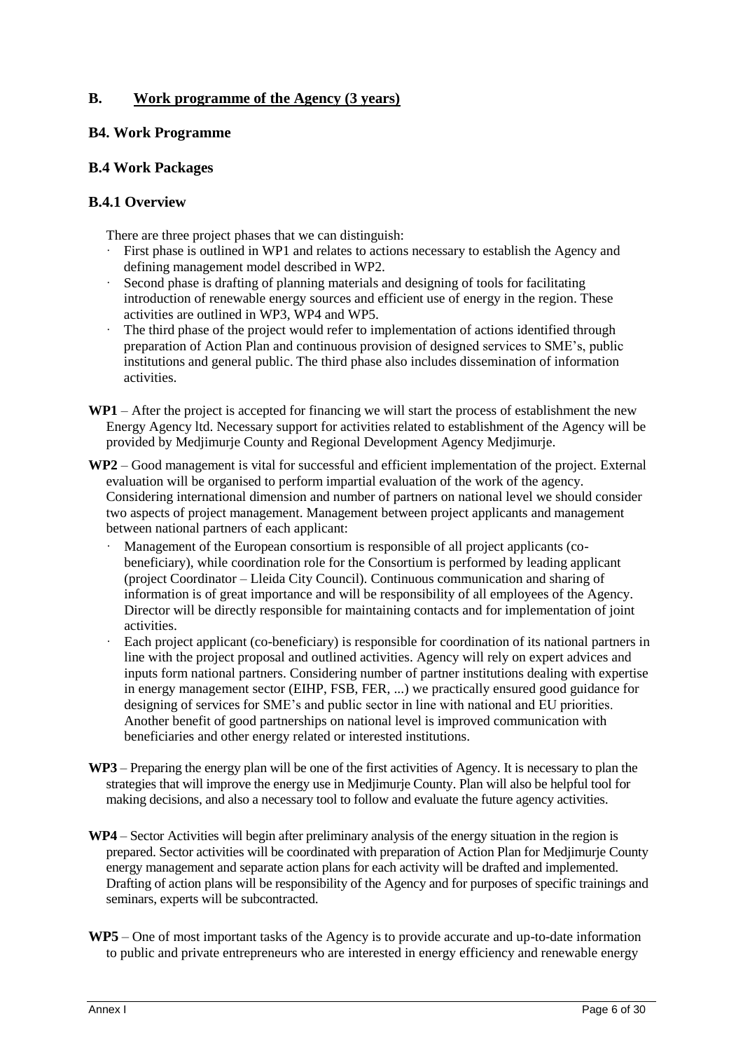## B. Work programme of the Agency (3 years)

### B4. Work Programme

### B.4 Work Packages

### B.4.1 Overview

There are three project phases that we can distinguish:

- First phase is outlined in WP1 and relates to actions necessary to establish the Agency and defining management model described in WP2.
- Second phase is drafting of planning materials and designing of tools for facilitating introduction of renewable energy sources and efficient use of energy in the region. These activities are outlined in WP3, WP4 and WP5.
- The third phase of the project would refer to implementation of actions identified through preparation of Action Plan and continuous provision of designed services to SME's, public institutions and general public. The third phase also includes dissemination of information activities.

**WP1** – After the project is accepted for financing we will start the process of establishment the new Energy Agency ltd. Necessary support for activities related to establishment of the Agency will be provided by Medjimurje County and Regional Development Agency Medjimurje.

**WP2** – Good management is vital for successful and efficient implementation of the project. External evaluation will be organised to perform impartial evaluation of the work of the agency. Considering international dimension and number of partners on national level we should consider two aspects of project management. Management between project applicants and management between national partners of each applicant:

- Management of the European consortium is responsible of all project applicants (co-beneficiary), while coordination role for the Consortium is performed by leading applicant (project Coordinator – Lleida City Council). Continuous communication and sharing of information is of great importance and will be responsibility of all employees of the Agency. Director will be directly responsible for maintaining contacts and for implementation of joint activities.
- Each project applicant (co-beneficiary) is responsible for coordination of its national partners in line with the project proposal and outlined activities. Agency will rely on expert advices and inputs form national partners. Considering number of partner institutions dealing with expertise in energy management sector (EIHP, FSB, FER, ...) we practically ensured good guidance for designing of services for SME's and public sector in line with national and EU priorities. Another benefit of good partnerships on national level is improved communication with beneficiaries and other energy related or interested institutions.

**WP3** – Preparing the energy plan will be one of the first activities of Agency. It is necessary to plan the strategies that will improve the energy use in Medjimurje County. Plan will also be helpful tool for making decisions, and also a necessary tool to follow and evaluate the future agency activities.

**WP4** – Sector Activities will begin after preliminary analysis of the energy situation in the region is prepared. Sector activities will be coordinated with preparation of Action Plan for Medjimurje County energy management and separate action plans for each activity will be drafted and implemented. Drafting of action plans will be responsibility of the Agency and for purposes of specific trainings and seminars, experts will be subcontracted.

**WP5** – One of most important tasks of the Agency is to provide accurate and up-to-date information to public and private entrepreneurs who are interested in energy efficiency and renewable energy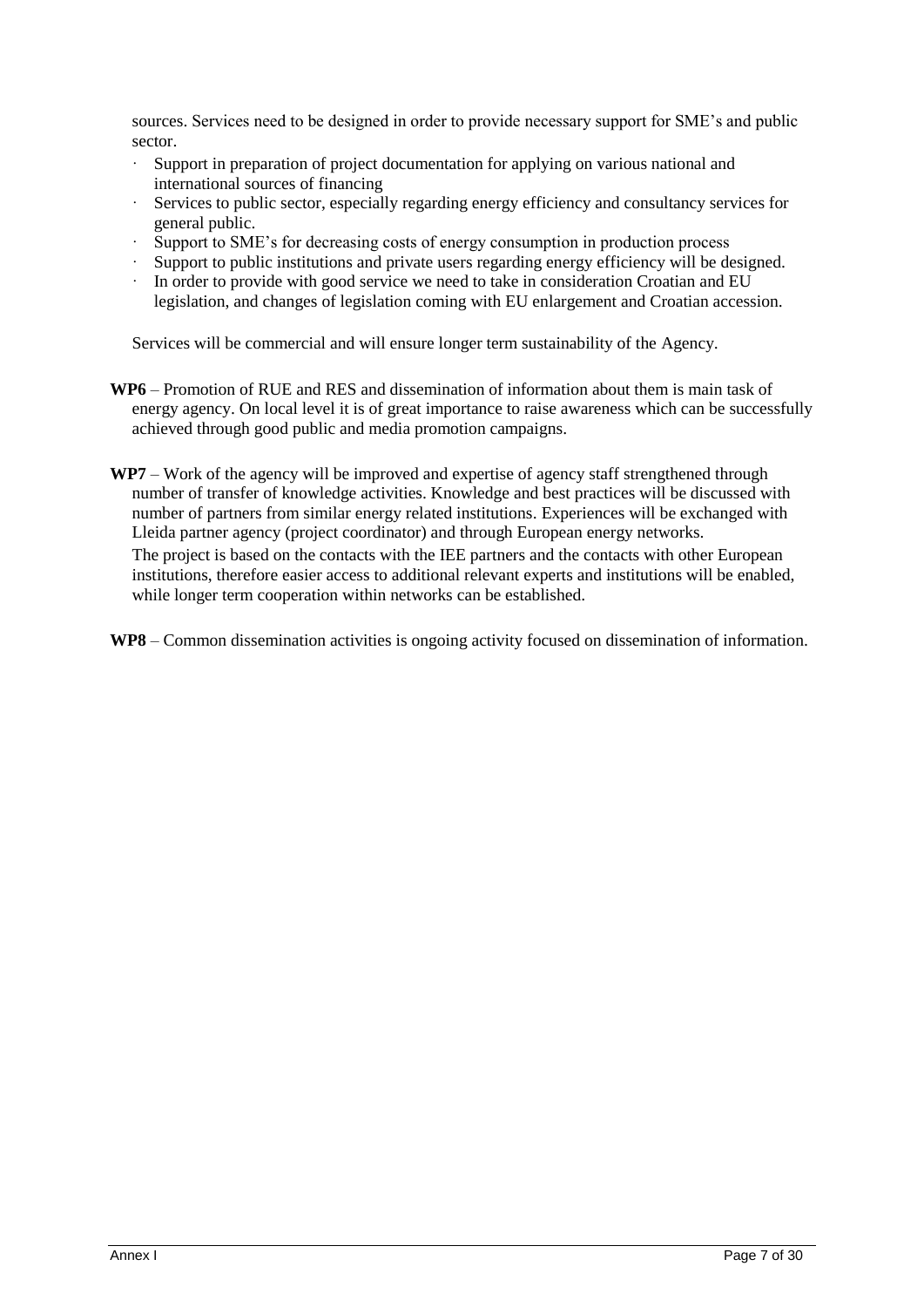sources. Services need to be designed in order to provide necessary support for SME's and public sector.

- Support in preparation of project documentation for applying on various national and international sources of financing
- Services to public sector, especially regarding energy efficiency and consultancy services for general public.
- Support to SME's for decreasing costs of energy consumption in production process
- Support to public institutions and private users regarding energy efficiency will be designed.
- In order to provide with good service we need to take in consideration Croatian and EU legislation, and changes of legislation coming with EU enlargement and Croatian accession.

Services will be commercial and will ensure longer term sustainability of the Agency.

**WP6** – Promotion of RUE and RES and dissemination of information about them is main task of energy agency. On local level it is of great importance to raise awareness which can be successfully achieved through good public and media promotion campaigns.

**WP7** – Work of the agency will be improved and expertise of agency staff strengthened through number of transfer of knowledge activities. Knowledge and best practices will be discussed with number of partners from similar energy related institutions. Experiences will be exchanged with Lleida partner agency (project coordinator) and through European energy networks.

The project is based on the contacts with the IEE partners and the contacts with other European institutions, therefore easier access to additional relevant experts and institutions will be enabled, while longer term cooperation within networks can be established.

**WP8** – Common dissemination activities is ongoing activity focused on dissemination of information.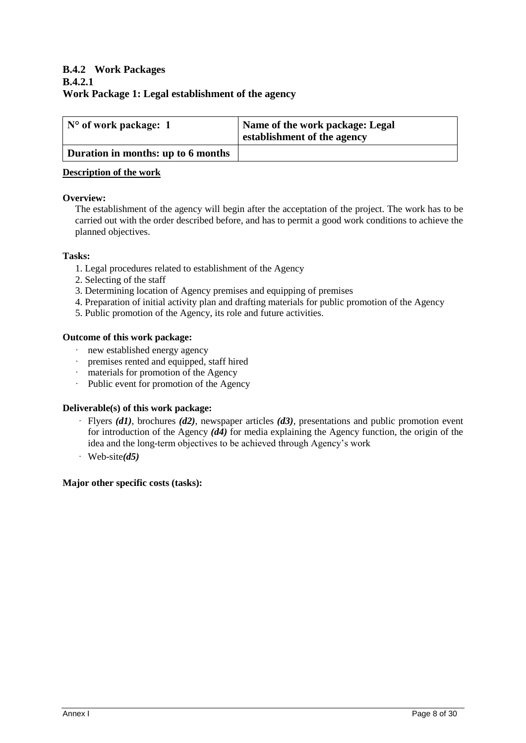### B.4.2 Work Packages

#### B.4.2.1

#### Work Package 1: Legal establishment of the agency

| N° of work package: 1 | Name of the work package: Legal establishment of the agency |
|---|---|
| Duration in months: up to 6 months | |

**Description of the work**

**Overview:**

The establishment of the agency will begin after the acceptation of the project. The work has to be carried out with the order described before, and has to permit a good work conditions to achieve the planned objectives.

**Tasks:**

1. Legal procedures related to establishment of the Agency
2. Selecting of the staff
3. Determining location of Agency premises and equipping of premises
4. Preparation of initial activity plan and drafting materials for public promotion of the Agency
5. Public promotion of the Agency, its role and future activities.

**Outcome of this work package:**

- new established energy agency
- premises rented and equipped, staff hired
- materials for promotion of the Agency
- Public event for promotion of the Agency

**Deliverable(s) of this work package:**

- Flyers ***(d1)***, brochures ***(d2)***, newspaper articles ***(d3)***, presentations and public promotion event for introduction of the Agency ***(d4)*** for media explaining the Agency function, the origin of the idea and the long-term objectives to be achieved through Agency's work
- Web-site***(d5)***

**Major other specific costs (tasks):**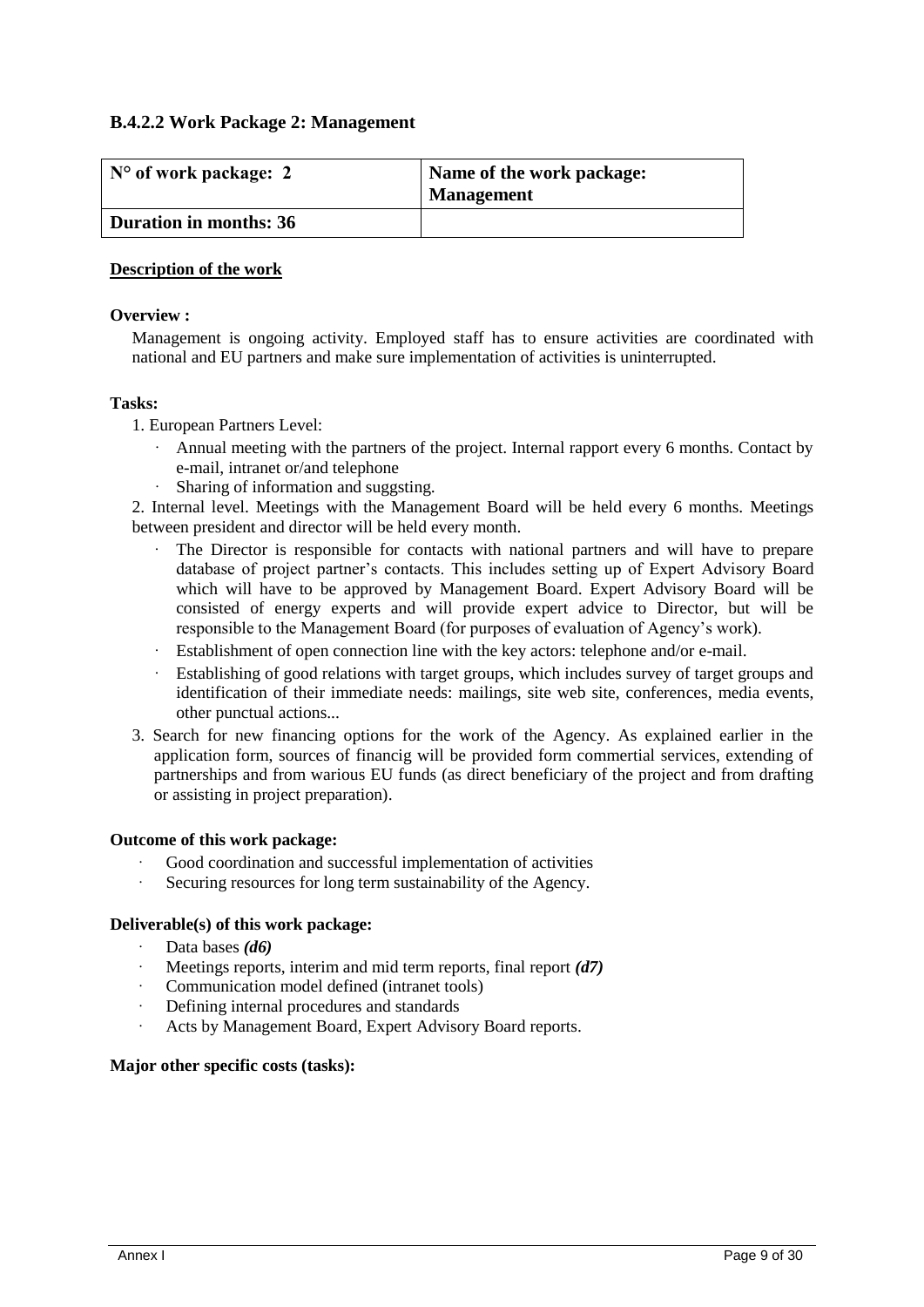### B.4.2.2 Work Package 2: Management

| **N° of work package: 2** | **Name of the work package: Management** |
|---|---|
| **Duration in months: 36** | |

**Description of the work**

**Overview :**

Management is ongoing activity. Employed staff has to ensure activities are coordinated with national and EU partners and make sure implementation of activities is uninterrupted.

**Tasks:**

1. European Partners Level:
   - Annual meeting with the partners of the project. Internal rapport every 6 months. Contact by e-mail, intranet or/and telephone
   - Sharing of information and suggsting.

2. Internal level. Meetings with the Management Board will be held every 6 months. Meetings between president and director will be held every month.
   - The Director is responsible for contacts with national partners and will have to prepare database of project partner's contacts. This includes setting up of Expert Advisory Board which will have to be approved by Management Board. Expert Advisory Board will be consisted of energy experts and will provide expert advice to Director, but will be responsible to the Management Board (for purposes of evaluation of Agency's work).
   - Establishment of open connection line with the key actors: telephone and/or e-mail.
   - Establishing of good relations with target groups, which includes survey of target groups and identification of their immediate needs: mailings, site web site, conferences, media events, other punctual actions...

3. Search for new financing options for the work of the Agency. As explained earlier in the application form, sources of financig will be provided form commertial services, extending of partnerships and from warious EU funds (as direct beneficiary of the project and from drafting or assisting in project preparation).

**Outcome of this work package:**

- Good coordination and successful implementation of activities
- Securing resources for long term sustainability of the Agency.

**Deliverable(s) of this work package:**

- Data bases ***(d6)***
- Meetings reports, interim and mid term reports, final report ***(d7)***
- Communication model defined (intranet tools)
- Defining internal procedures and standards
- Acts by Management Board, Expert Advisory Board reports.

**Major other specific costs (tasks):**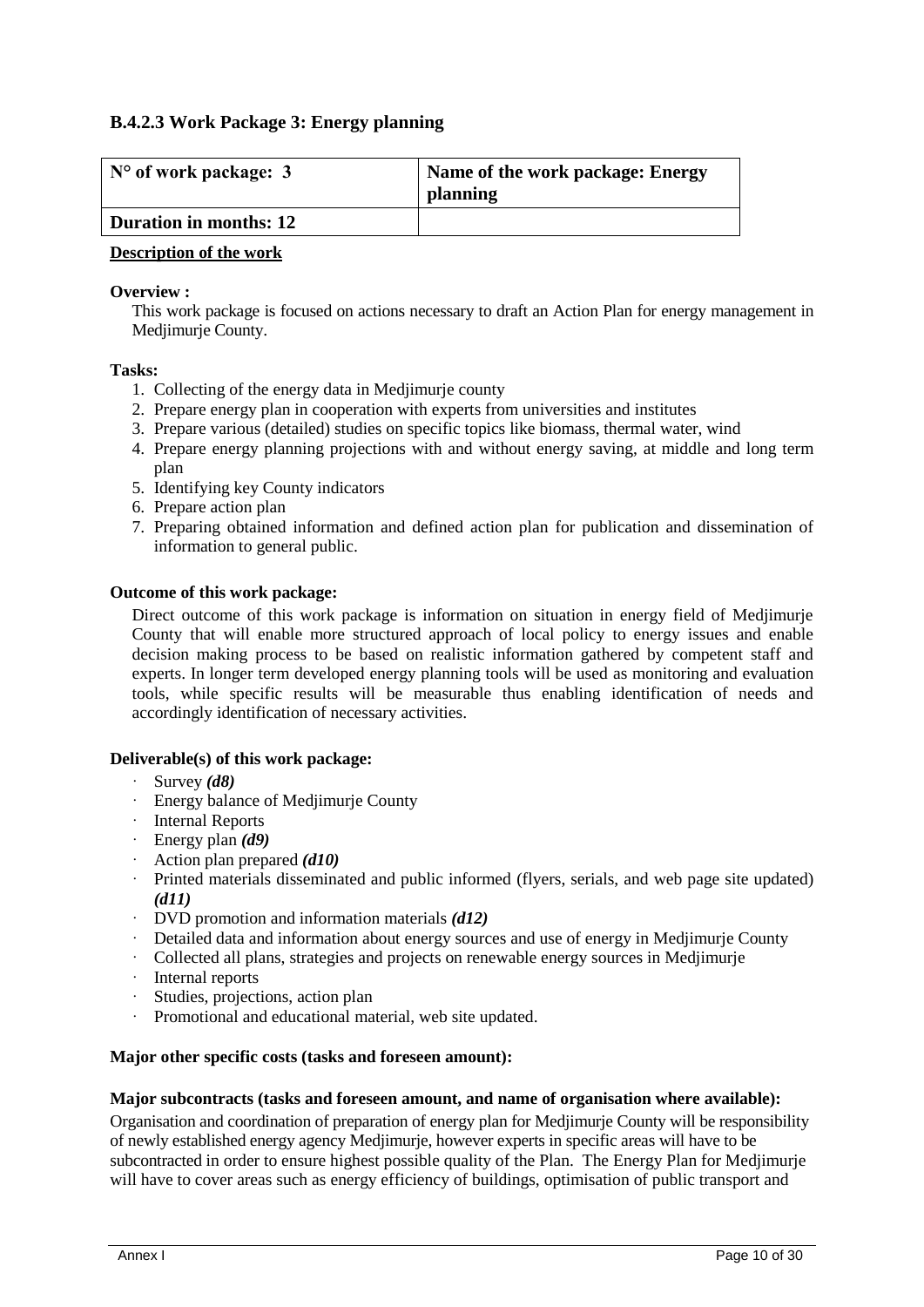### B.4.2.3 Work Package 3: Energy planning

| **N° of work package: 3** | **Name of the work package: Energy planning** |
|---|---|
| **Duration in months: 12** | |

**Description of the work**

**Overview :**

This work package is focused on actions necessary to draft an Action Plan for energy management in Medjimurje County.

**Tasks:**

1. Collecting of the energy data in Medjimurje county
2. Prepare energy plan in cooperation with experts from universities and institutes
3. Prepare various (detailed) studies on specific topics like biomass, thermal water, wind
4. Prepare energy planning projections with and without energy saving, at middle and long term plan
5. Identifying key County indicators
6. Prepare action plan
7. Preparing obtained information and defined action plan for publication and dissemination of information to general public.

**Outcome of this work package:**

Direct outcome of this work package is information on situation in energy field of Medjimurje County that will enable more structured approach of local policy to energy issues and enable decision making process to be based on realistic information gathered by competent staff and experts. In longer term developed energy planning tools will be used as monitoring and evaluation tools, while specific results will be measurable thus enabling identification of needs and accordingly identification of necessary activities.

**Deliverable(s) of this work package:**

- Survey ***(d8)***
- Energy balance of Medjimurje County
- Internal Reports
- Energy plan ***(d9)***
- Action plan prepared ***(d10)***
- Printed materials disseminated and public informed (flyers, serials, and web page site updated) ***(d11)***
- DVD promotion and information materials ***(d12)***
- Detailed data and information about energy sources and use of energy in Medjimurje County
- Collected all plans, strategies and projects on renewable energy sources in Medjimurje
- Internal reports
- Studies, projections, action plan
- Promotional and educational material, web site updated.

**Major other specific costs (tasks and foreseen amount):**

**Major subcontracts (tasks and foreseen amount, and name of organisation where available):**

Organisation and coordination of preparation of energy plan for Medjimurje County will be responsibility of newly established energy agency Medjimurje, however experts in specific areas will have to be subcontracted in order to ensure highest possible quality of the Plan. The Energy Plan for Medjimurje will have to cover areas such as energy efficiency of buildings, optimisation of public transport and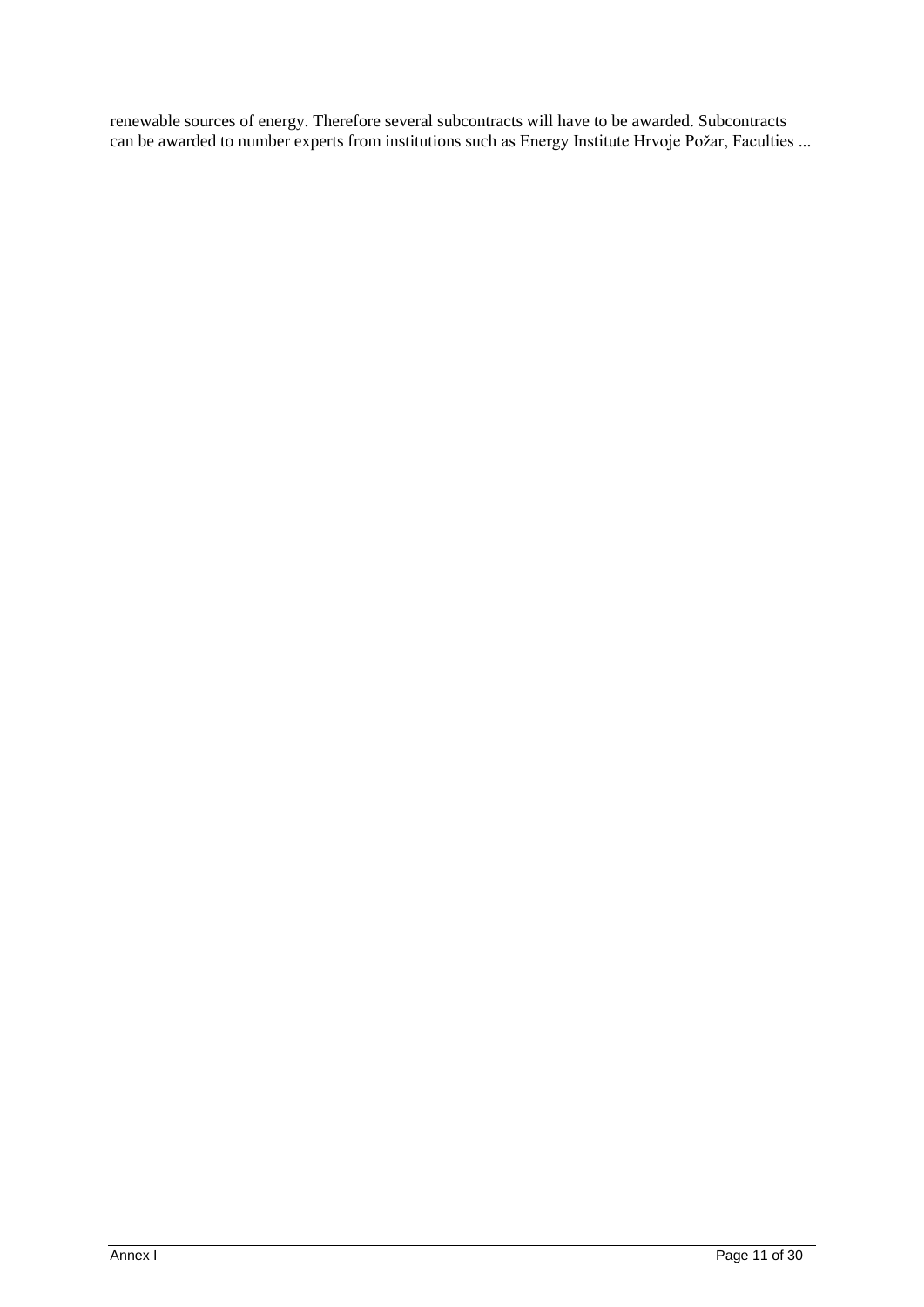renewable sources of energy. Therefore several subcontracts will have to be awarded. Subcontracts can be awarded to number experts from institutions such as Energy Institute Hrvoje Požar, Faculties ...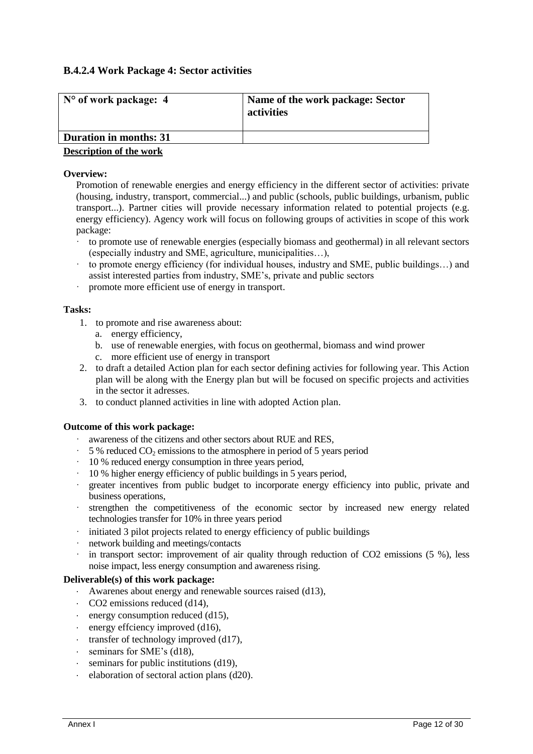### B.4.2.4 Work Package 4: Sector activities

| **N° of work package: 4** | **Name of the work package: Sector activities** |
| --- | --- |
| **Duration in months: 31** | |

**Description of the work**

**Overview:**

Promotion of renewable energies and energy efficiency in the different sector of activities: private (housing, industry, transport, commercial...) and public (schools, public buildings, urbanism, public transport...). Partner cities will provide necessary information related to potential projects (e.g. energy efficiency). Agency work will focus on following groups of activities in scope of this work package:

- to promote use of renewable energies (especially biomass and geothermal) in all relevant sectors (especially industry and SME, agriculture, municipalities…),
- to promote energy efficiency (for individual houses, industry and SME, public buildings…) and assist interested parties from industry, SME's, private and public sectors
- promote more efficient use of energy in transport.

**Tasks:**

1. to promote and rise awareness about:
   a. energy efficiency,
   b. use of renewable energies, with focus on geothermal, biomass and wind prower
   c. more efficient use of energy in transport
2. to draft a detailed Action plan for each sector defining activies for following year. This Action plan will be along with the Energy plan but will be focused on specific projects and activities in the sector it adresses.
3. to conduct planned activities in line with adopted Action plan.

**Outcome of this work package:**

- awareness of the citizens and other sectors about RUE and RES,
- 5 % reduced $CO_2$ emissions to the atmosphere in period of 5 years period
- 10 % reduced energy consumption in three years period,
- 10 % higher energy efficiency of public buildings in 5 years period,
- greater incentives from public budget to incorporate energy efficiency into public, private and business operations,
- strengthen the competitiveness of the economic sector by increased new energy related technologies transfer for 10% in three years period
- initiated 3 pilot projects related to energy efficiency of public buildings
- network building and meetings/contacts
- in transport sector: improvement of air quality through reduction of CO2 emissions (5 %), less noise impact, less energy consumption and awareness rising.

**Deliverable(s) of this work package:**

- Awarenes about energy and renewable sources raised (d13),
- CO2 emissions reduced (d14),
- energy consumption reduced (d15),
- energy effciency improved (d16),
- transfer of technology improved (d17),
- seminars for SME's (d18),
- seminars for public institutions (d19),
- elaboration of sectoral action plans (d20).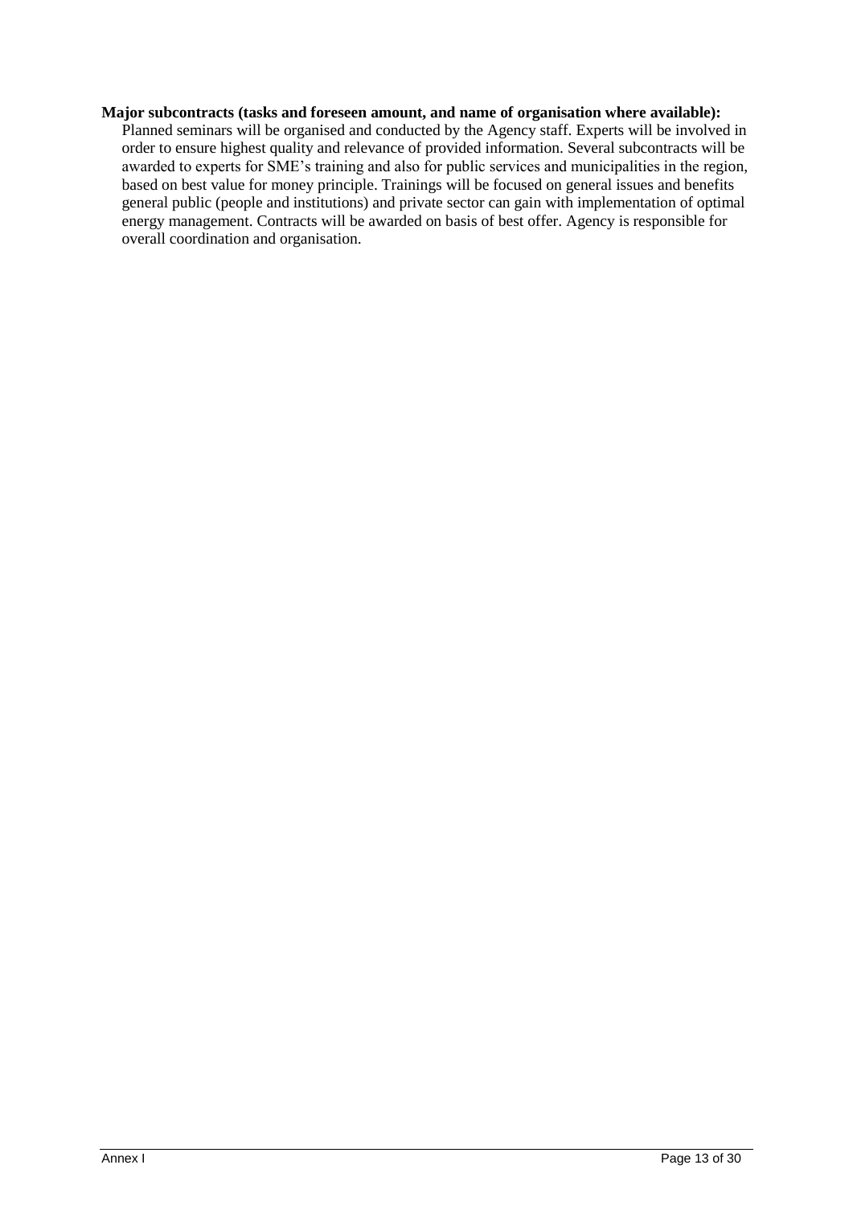**Major subcontracts (tasks and foreseen amount, and name of organisation where available):**

Planned seminars will be organised and conducted by the Agency staff. Experts will be involved in order to ensure highest quality and relevance of provided information. Several subcontracts will be awarded to experts for SME's training and also for public services and municipalities in the region, based on best value for money principle. Trainings will be focused on general issues and benefits general public (people and institutions) and private sector can gain with implementation of optimal energy management. Contracts will be awarded on basis of best offer. Agency is responsible for overall coordination and organisation.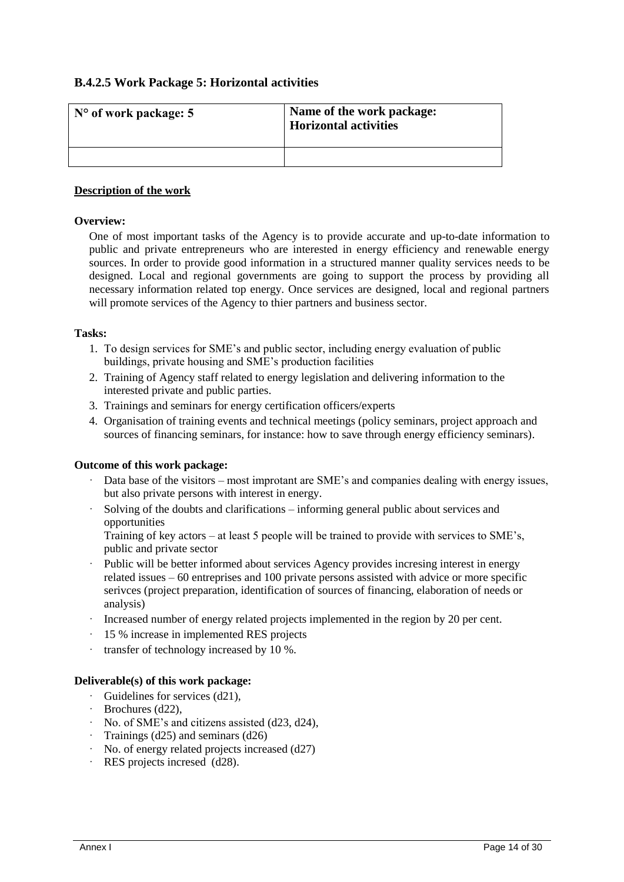### B.4.2.5 Work Package 5: Horizontal activities

| **N° of work package: 5** | **Name of the work package: Horizontal activities** |
|---|---|
| | |

**Description of the work**

**Overview:**

One of most important tasks of the Agency is to provide accurate and up-to-date information to public and private entrepreneurs who are interested in energy efficiency and renewable energy sources. In order to provide good information in a structured manner quality services needs to be designed. Local and regional governments are going to support the process by providing all necessary information related top energy. Once services are designed, local and regional partners will promote services of the Agency to thier partners and business sector.

**Tasks:**

1. To design services for SME's and public sector, including energy evaluation of public buildings, private housing and SME's production facilities
2. Training of Agency staff related to energy legislation and delivering information to the interested private and public parties.
3. Trainings and seminars for energy certification officers/experts
4. Organisation of training events and technical meetings (policy seminars, project approach and sources of financing seminars, for instance: how to save through energy efficiency seminars).

**Outcome of this work package:**

- Data base of the visitors – most improtant are SME's and companies dealing with energy issues, but also private persons with interest in energy.
- Solving of the doubts and clarifications – informing general public about services and opportunities
  Training of key actors – at least 5 people will be trained to provide with services to SME's, public and private sector
- Public will be better informed about services Agency provides incresing interest in energy related issues – 60 entreprises and 100 private persons assisted with advice or more specific serivces (project preparation, identification of sources of financing, elaboration of needs or analysis)
- Increased number of energy related projects implemented in the region by 20 per cent.
- 15 % increase in implemented RES projects
- transfer of technology increased by 10 %.

**Deliverable(s) of this work package:**

- Guidelines for services (d21),
- Brochures (d22),
- No. of SME's and citizens assisted (d23, d24),
- Trainings (d25) and seminars (d26)
- No. of energy related projects increased (d27)
- RES projects incresed (d28).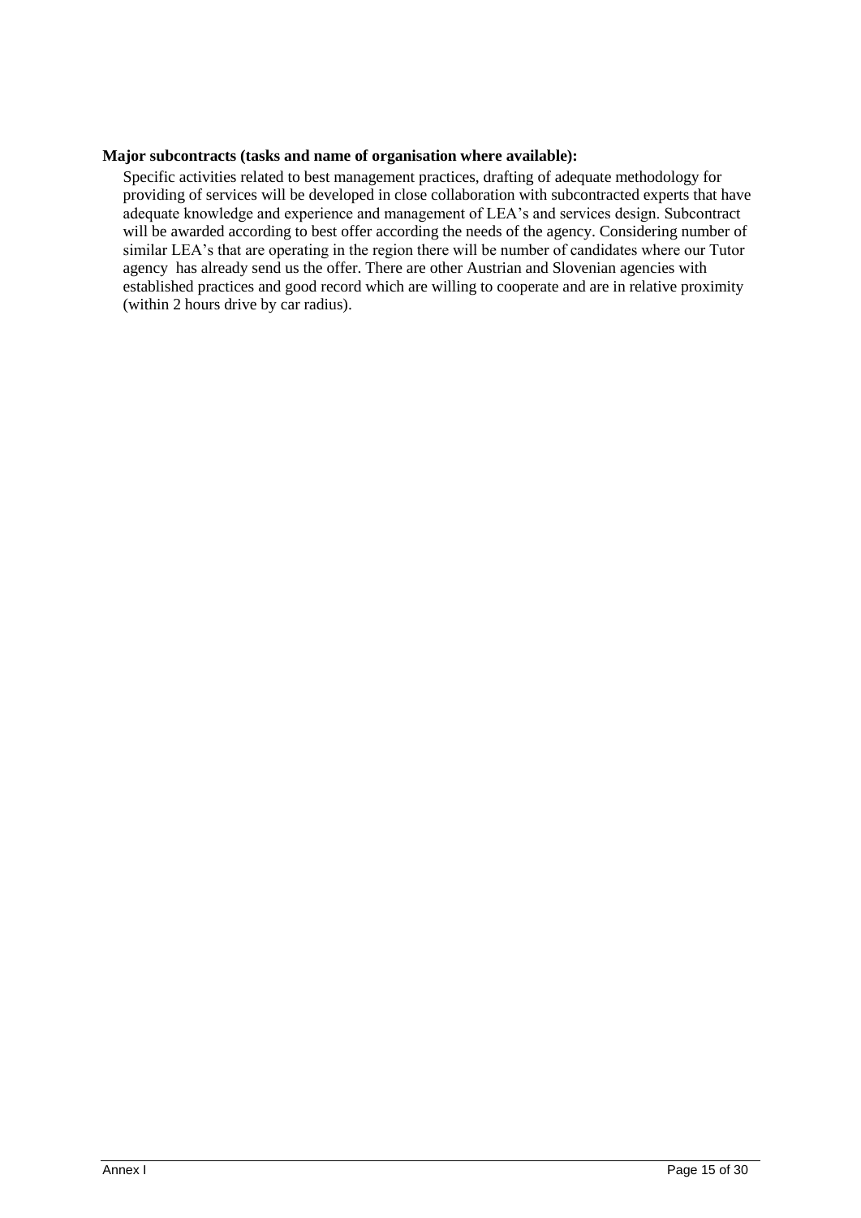**Major subcontracts (tasks and name of organisation where available):**

Specific activities related to best management practices, drafting of adequate methodology for providing of services will be developed in close collaboration with subcontracted experts that have adequate knowledge and experience and management of LEA's and services design. Subcontract will be awarded according to best offer according the needs of the agency. Considering number of similar LEA's that are operating in the region there will be number of candidates where our Tutor agency has already send us the offer. There are other Austrian and Slovenian agencies with established practices and good record which are willing to cooperate and are in relative proximity (within 2 hours drive by car radius).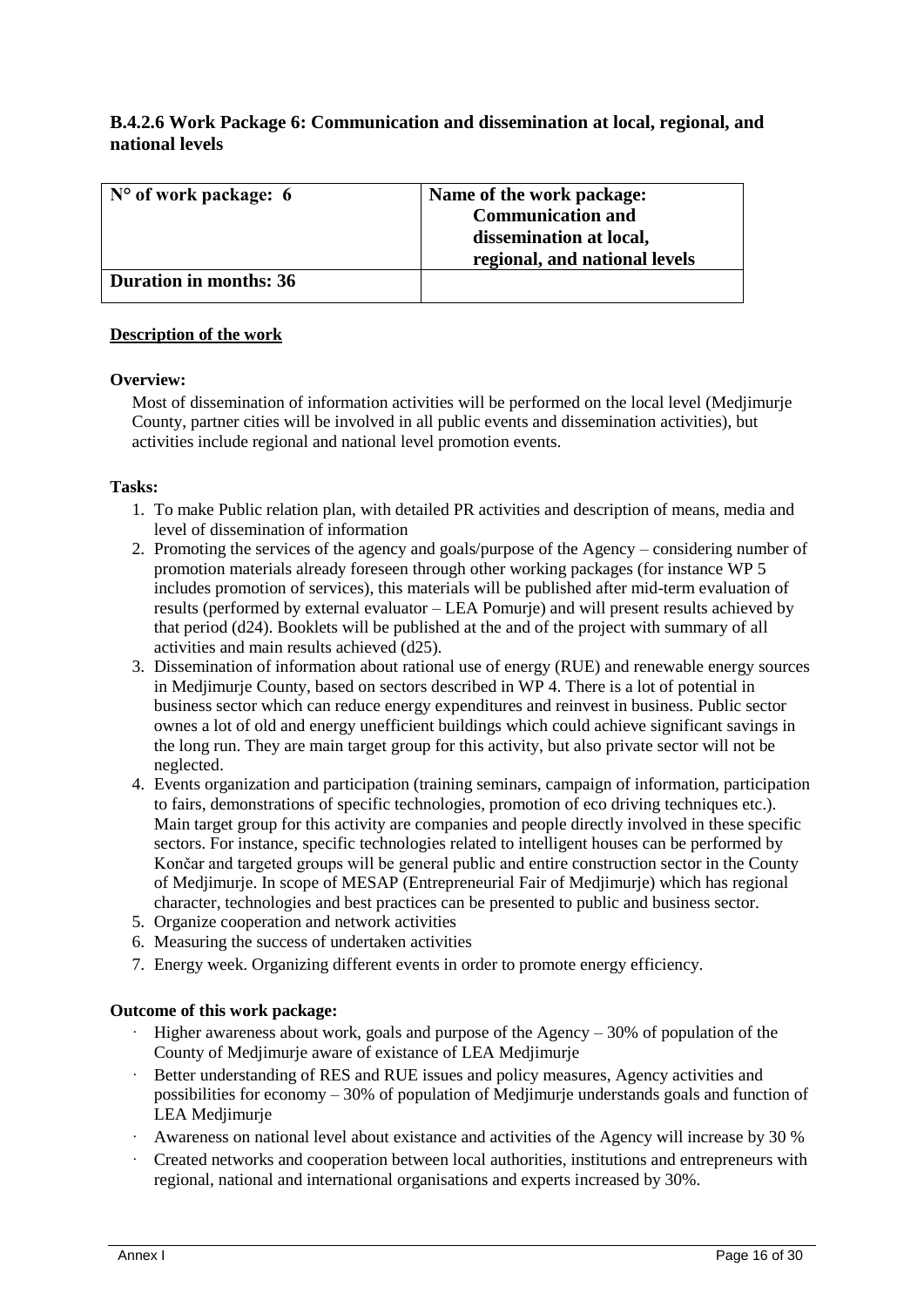### B.4.2.6 Work Package 6: Communication and dissemination at local, regional, and national levels

| **N° of work package: 6** | **Name of the work package: Communication and dissemination at local, regional, and national levels** |
|---|---|
| **Duration in months: 36** | |

**Description of the work**

**Overview:**

Most of dissemination of information activities will be performed on the local level (Medjimurje County, partner cities will be involved in all public events and dissemination activities), but activities include regional and national level promotion events.

**Tasks:**

1. To make Public relation plan, with detailed PR activities and description of means, media and level of dissemination of information
2. Promoting the services of the agency and goals/purpose of the Agency – considering number of promotion materials already foreseen through other working packages (for instance WP 5 includes promotion of services), this materials will be published after mid-term evaluation of results (performed by external evaluator – LEA Pomurje) and will present results achieved by that period (d24). Booklets will be published at the and of the project with summary of all activities and main results achieved (d25).
3. Dissemination of information about rational use of energy (RUE) and renewable energy sources in Medjimurje County, based on sectors described in WP 4. There is a lot of potential in business sector which can reduce energy expenditures and reinvest in business. Public sector ownes a lot of old and energy unefficient buildings which could achieve significant savings in the long run. They are main target group for this activity, but also private sector will not be neglected.
4. Events organization and participation (training seminars, campaign of information, participation to fairs, demonstrations of specific technologies, promotion of eco driving techniques etc.). Main target group for this activity are companies and people directly involved in these specific sectors. For instance, specific technologies related to intelligent houses can be performed by Končar and targeted groups will be general public and entire construction sector in the County of Medjimurje. In scope of MESAP (Entrepreneurial Fair of Medjimurje) which has regional character, technologies and best practices can be presented to public and business sector.
5. Organize cooperation and network activities
6. Measuring the success of undertaken activities
7. Energy week. Organizing different events in order to promote energy efficiency.

**Outcome of this work package:**

- Higher awareness about work, goals and purpose of the Agency – 30% of population of the County of Medjimurje aware of existance of LEA Medjimurje
- Better understanding of RES and RUE issues and policy measures, Agency activities and possibilities for economy – 30% of population of Medjimurje understands goals and function of LEA Medjimurje
- Awareness on national level about existance and activities of the Agency will increase by 30 %
- Created networks and cooperation between local authorities, institutions and entrepreneurs with regional, national and international organisations and experts increased by 30%.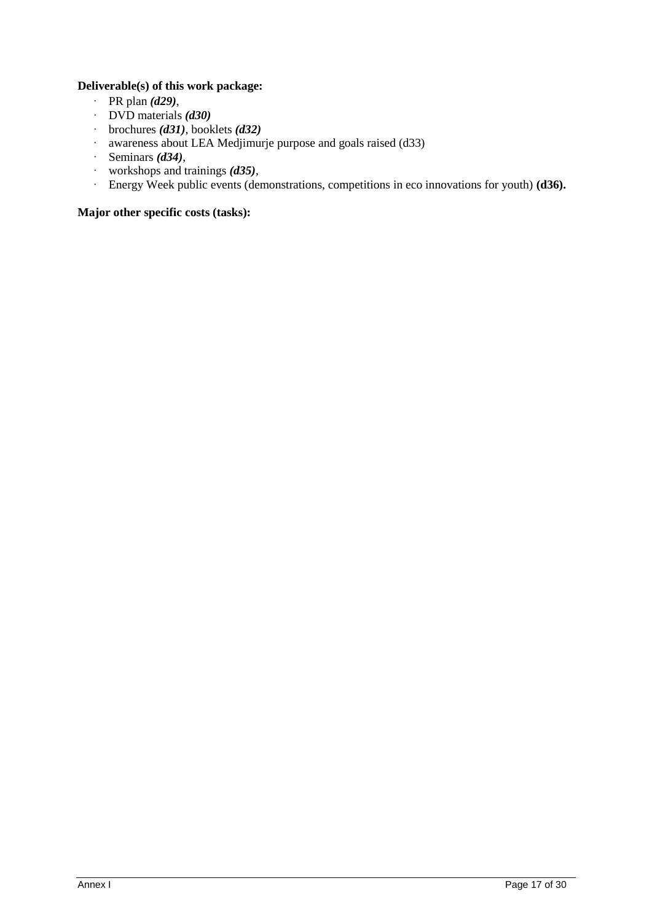**Deliverable(s) of this work package:**

- PR plan ***(d29)***,
- DVD materials ***(d30)***
- brochures ***(d31)***, booklets ***(d32)***
- awareness about LEA Medjimurje purpose and goals raised (d33)
- Seminars ***(d34)***,
- workshops and trainings ***(d35)***,
- Energy Week public events (demonstrations, competitions in eco innovations for youth) **(d36).**

**Major other specific costs (tasks):**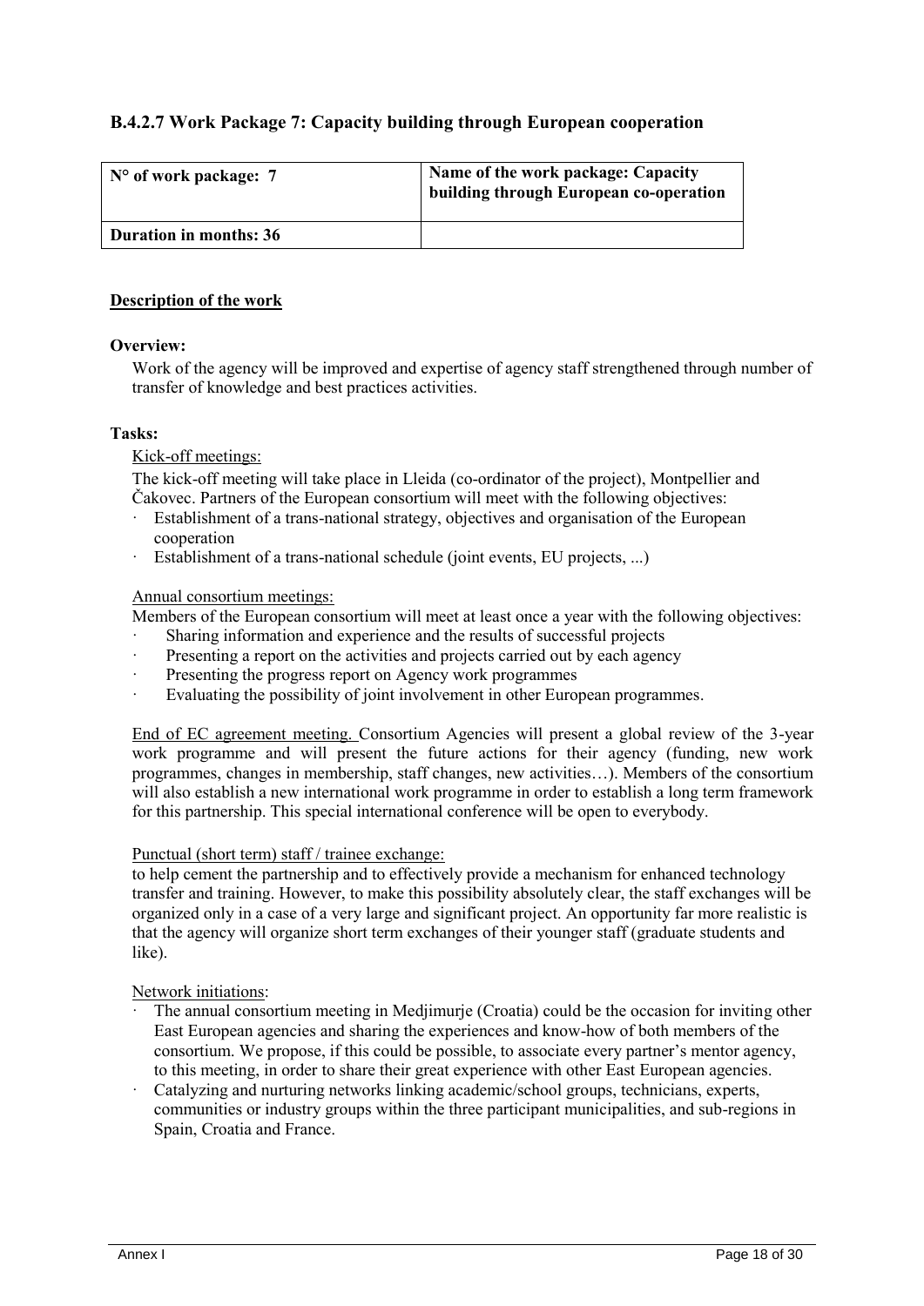### B.4.2.7 Work Package 7: Capacity building through European cooperation

| N° of work package: 7 | Name of the work package: Capacity building through European co-operation |
|---|---|
| **Duration in months: 36** | |

**Description of the work**

**Overview:**

Work of the agency will be improved and expertise of agency staff strengthened through number of transfer of knowledge and best practices activities.

**Tasks:**

Kick-off meetings:

The kick-off meeting will take place in Lleida (co-ordinator of the project), Montpellier and Čakovec. Partners of the European consortium will meet with the following objectives:

- Establishment of a trans-national strategy, objectives and organisation of the European cooperation
- Establishment of a trans-national schedule (joint events, EU projects, ...)

Annual consortium meetings:

Members of the European consortium will meet at least once a year with the following objectives:

- Sharing information and experience and the results of successful projects
- Presenting a report on the activities and projects carried out by each agency
- Presenting the progress report on Agency work programmes
- Evaluating the possibility of joint involvement in other European programmes.

End of EC agreement meeting. Consortium Agencies will present a global review of the 3-year work programme and will present the future actions for their agency (funding, new work programmes, changes in membership, staff changes, new activities…). Members of the consortium will also establish a new international work programme in order to establish a long term framework for this partnership. This special international conference will be open to everybody.

Punctual (short term) staff / trainee exchange:

to help cement the partnership and to effectively provide a mechanism for enhanced technology transfer and training. However, to make this possibility absolutely clear, the staff exchanges will be organized only in a case of a very large and significant project. An opportunity far more realistic is that the agency will organize short term exchanges of their younger staff (graduate students and like).

Network initiations:

- The annual consortium meeting in Medjimurje (Croatia) could be the occasion for inviting other East European agencies and sharing the experiences and know-how of both members of the consortium. We propose, if this could be possible, to associate every partner's mentor agency, to this meeting, in order to share their great experience with other East European agencies.
- Catalyzing and nurturing networks linking academic/school groups, technicians, experts, communities or industry groups within the three participant municipalities, and sub-regions in Spain, Croatia and France.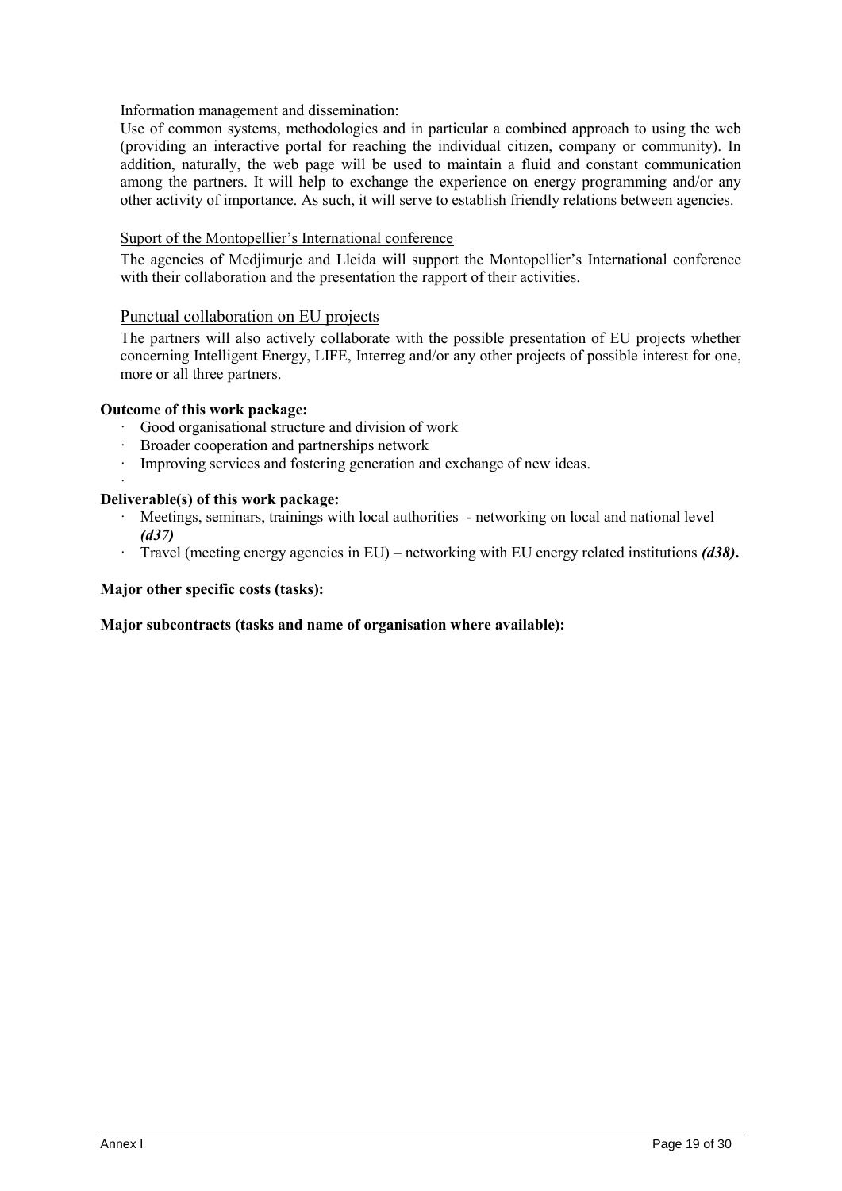Information management and dissemination:

Use of common systems, methodologies and in particular a combined approach to using the web (providing an interactive portal for reaching the individual citizen, company or community). In addition, naturally, the web page will be used to maintain a fluid and constant communication among the partners. It will help to exchange the experience on energy programming and/or any other activity of importance. As such, it will serve to establish friendly relations between agencies.

Suport of the Montopellier's International conference

The agencies of Medjimurje and Lleida will support the Montopellier's International conference with their collaboration and the presentation the rapport of their activities.

Punctual collaboration on EU projects

The partners will also actively collaborate with the possible presentation of EU projects whether concerning Intelligent Energy, LIFE, Interreg and/or any other projects of possible interest for one, more or all three partners.

**Outcome of this work package:**

- Good organisational structure and division of work
- Broader cooperation and partnerships network
- Improving services and fostering generation and exchange of new ideas.

**Deliverable(s) of this work package:**

- Meetings, seminars, trainings with local authorities - networking on local and national level ***(d37)***
- Travel (meeting energy agencies in EU) – networking with EU energy related institutions ***(d38)*****.**

**Major other specific costs (tasks):**

**Major subcontracts (tasks and name of organisation where available):**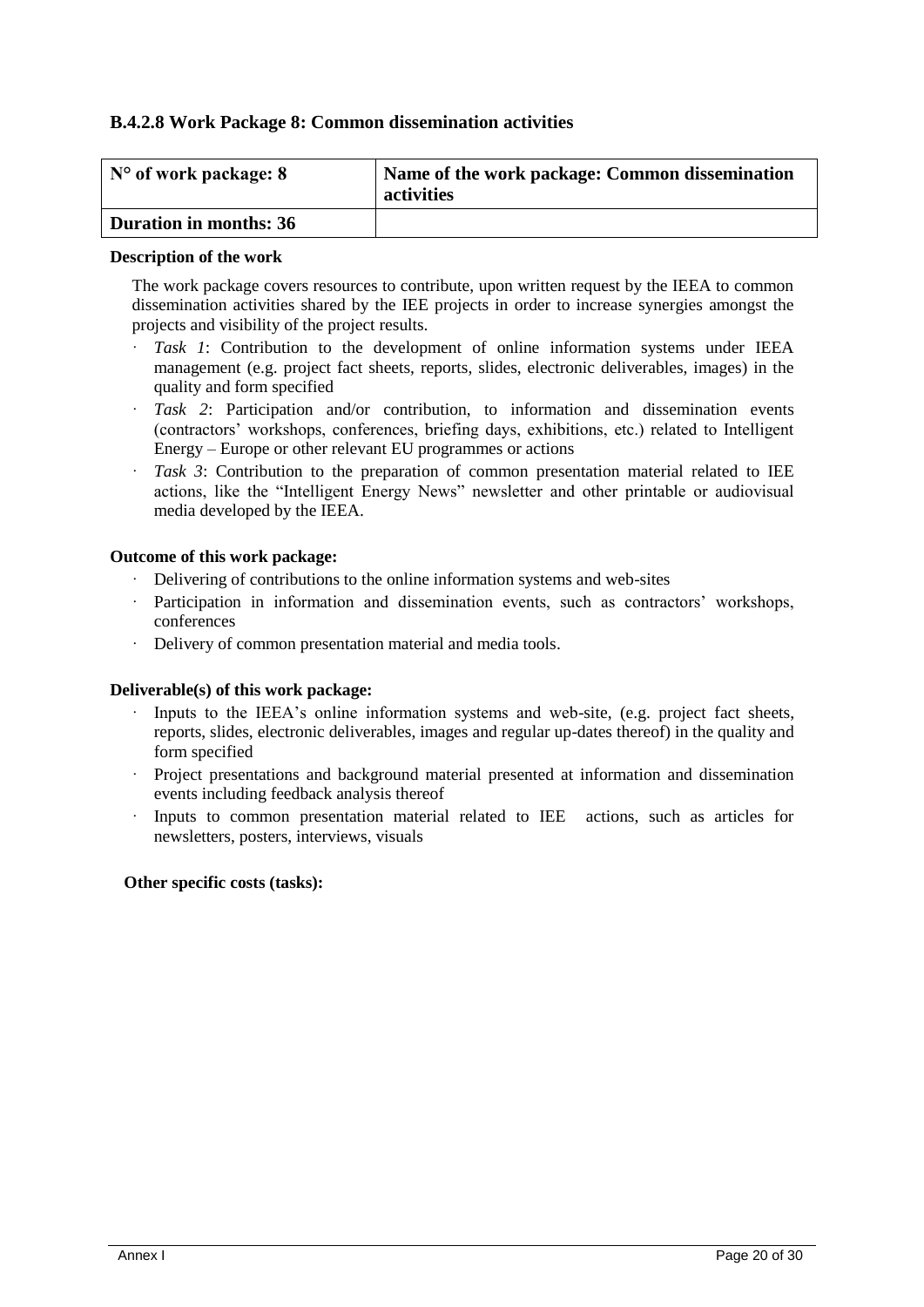### B.4.2.8 Work Package 8: Common dissemination activities

| N° of work package: 8 | Name of the work package: Common dissemination activities |
| --- | --- |
| **Duration in months: 36** | |

**Description of the work**

The work package covers resources to contribute, upon written request by the IEEA to common dissemination activities shared by the IEE projects in order to increase synergies amongst the projects and visibility of the project results.

- *Task 1*: Contribution to the development of online information systems under IEEA management (e.g. project fact sheets, reports, slides, electronic deliverables, images) in the quality and form specified
- *Task 2*: Participation and/or contribution, to information and dissemination events (contractors' workshops, conferences, briefing days, exhibitions, etc.) related to Intelligent Energy – Europe or other relevant EU programmes or actions
- *Task 3*: Contribution to the preparation of common presentation material related to IEE actions, like the "Intelligent Energy News" newsletter and other printable or audiovisual media developed by the IEEA.

**Outcome of this work package:**

- Delivering of contributions to the online information systems and web-sites
- Participation in information and dissemination events, such as contractors' workshops, conferences
- Delivery of common presentation material and media tools.

**Deliverable(s) of this work package:**

- Inputs to the IEEA's online information systems and web-site, (e.g. project fact sheets, reports, slides, electronic deliverables, images and regular up-dates thereof) in the quality and form specified
- Project presentations and background material presented at information and dissemination events including feedback analysis thereof
- Inputs to common presentation material related to IEE actions, such as articles for newsletters, posters, interviews, visuals

**Other specific costs (tasks):**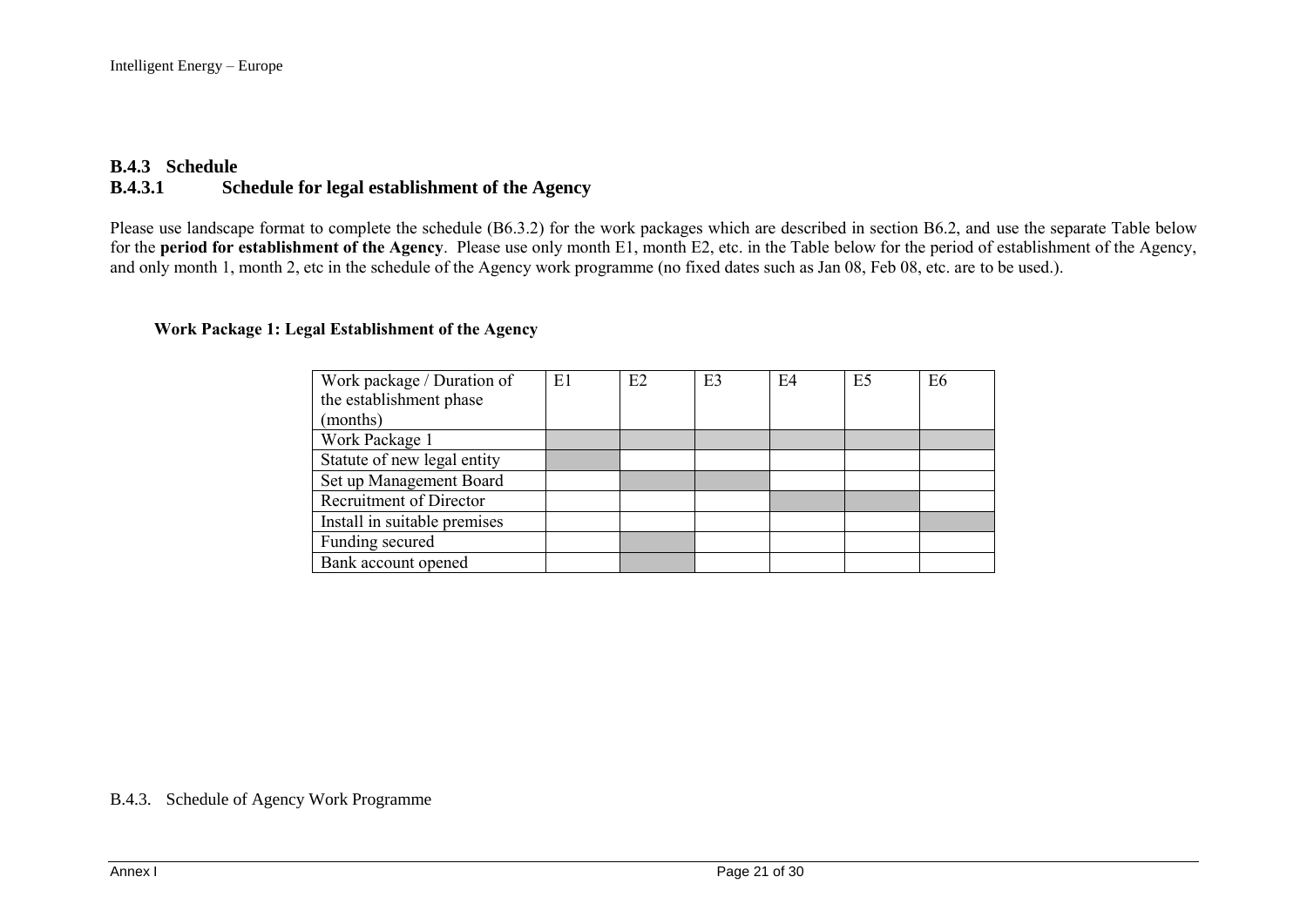### B.4.3 Schedule

#### B.4.3.1 Schedule for legal establishment of the Agency

Please use landscape format to complete the schedule (B6.3.2) for the work packages which are described in section B6.2, and use the separate Table below for the **period for establishment of the Agency**. Please use only month E1, month E2, etc. in the Table below for the period of establishment of the Agency, and only month 1, month 2, etc in the schedule of the Agency work programme (no fixed dates such as Jan 08, Feb 08, etc. are to be used.).

**Work Package 1: Legal Establishment of the Agency**

| Work package / Duration of the establishment phase (months) | E1 | E2 | E3 | E4 | E5 | E6 |
|---|---|---|---|---|---|---|
| Work Package 1 | | | | | | |
| Statute of new legal entity | | | | | | |
| Set up Management Board | | | | | | |
| Recruitment of Director | | | | | | |
| Install in suitable premises | | | | | | |
| Funding secured | | | | | | |
| Bank account opened | | | | | | |

B.4.3. Schedule of Agency Work Programme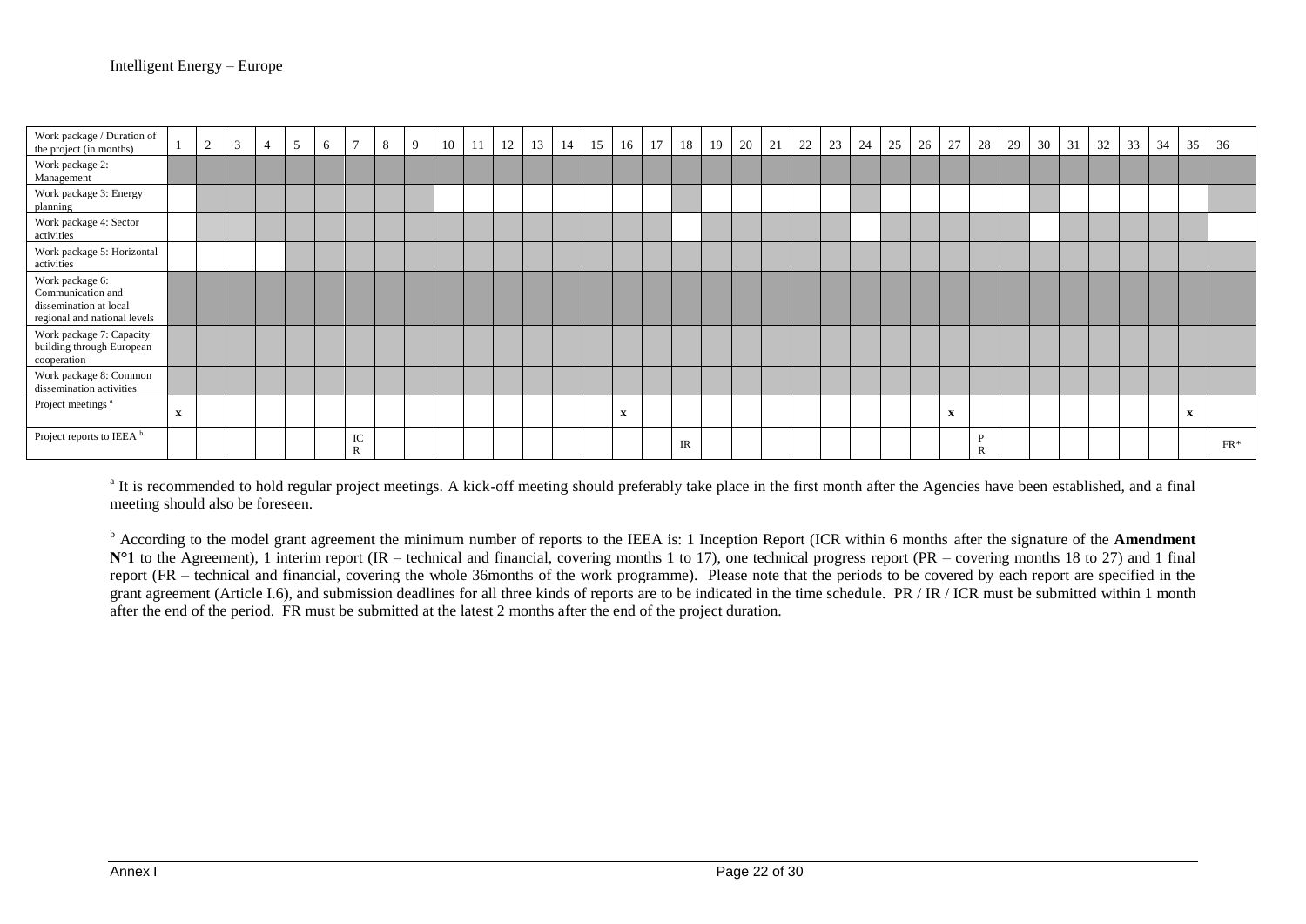| Work package / Duration of the project (in months) | 1 | 2 | 3 | 4 | 5 | 6 | 7 | 8 | 9 | 10 | 11 | 12 | 13 | 14 | 15 | 16 | 17 | 18 | 19 | 20 | 21 | 22 | 23 | 24 | 25 | 26 | 27 | 28 | 29 | 30 | 31 | 32 | 33 | 34 | 35 | 36 |
|---|---|---|---|---|---|---|---|---|---|---|---|---|---|---|---|---|---|---|---|---|---|---|---|---|---|---|---|---|---|---|---|---|---|---|---|---|
| Work package 2: Management | | | | | | | | | | | | | | | | | | | | | | | | | | | | | | | | | | | | |
| Work package 3: Energy planning | | | | | | | | | | | | | | | | | | | | | | | | | | | | | | | | | | | | |
| Work package 4: Sector activities | | | | | | | | | | | | | | | | | | | | | | | | | | | | | | | | | | | | |
| Work package 5: Horizontal activities | | | | | | | | | | | | | | | | | | | | | | | | | | | | | | | | | | | | |
| Work package 6: Communication and dissemination at local regional and national levels | | | | | | | | | | | | | | | | | | | | | | | | | | | | | | | | | | | | |
| Work package 7: Capacity building through European cooperation | | | | | | | | | | | | | | | | | | | | | | | | | | | | | | | | | | | | |
| Work package 8: Common dissemination activities | | | | | | | | | | | | | | | | | | | | | | | | | | | | | | | | | | | | |
| Project meetings [a] | x | | | | | | | | | | | | | | | x | | | | | | | | | | | x | | | | | | | | x | |
| Project reports to IEEA [b] | | | | | | | ICR | | | | | | | | | | | IR | | | | | | | | | | PR | | | | | | | | FR* |

[a] It is recommended to hold regular project meetings. A kick-off meeting should preferably take place in the first month after the Agencies have been established, and a final meeting should also be foreseen.

[b] According to the model grant agreement the minimum number of reports to the IEEA is: 1 Inception Report (ICR within 6 months after the signature of the **Amendment N°1** to the Agreement), 1 interim report (IR – technical and financial, covering months 1 to 17), one technical progress report (PR – covering months 18 to 27) and 1 final report (FR – technical and financial, covering the whole 36months of the work programme). Please note that the periods to be covered by each report are specified in the grant agreement (Article I.6), and submission deadlines for all three kinds of reports are to be indicated in the time schedule. PR / IR / ICR must be submitted within 1 month after the end of the period. FR must be submitted at the latest 2 months after the end of the project duration.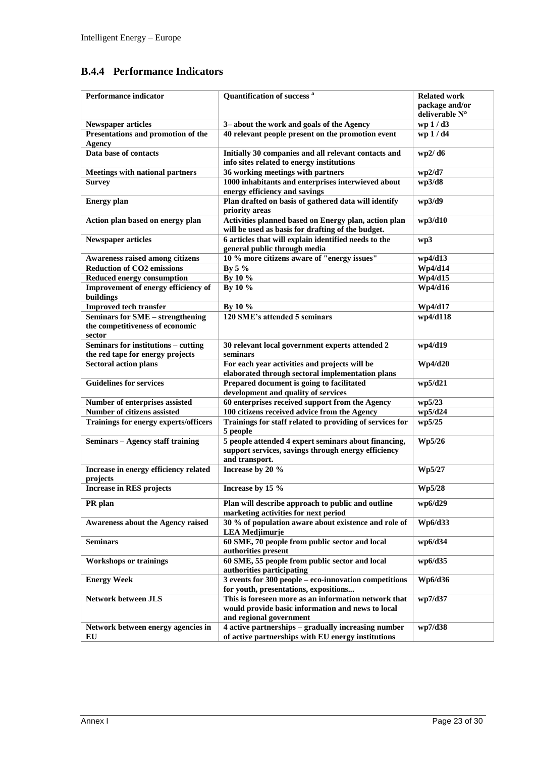## B.4.4 Performance Indicators

| Performance indicator | Quantification of success [a] | Related work package and/or deliverable N° |
|---|---|---|
| Newspaper articles | 3– about the work and goals of the Agency | wp 1 / d3 |
| Presentations and promotion of the Agency | 40 relevant people present on the promotion event | wp 1 / d4 |
| Data base of contacts | Initially 30 companies and all relevant contacts and info sites related to energy institutions | wp2/ d6 |
| Meetings with national partners | 36 working meetings with partners | wp2/d7 |
| Survey | 1000 inhabitants and enterprises interwieved about energy efficiency and savings | wp3/d8 |
| Energy plan | Plan drafted on basis of gathered data will identify priority areas | wp3/d9 |
| Action plan based on energy plan | Activities planned based on Energy plan, action plan will be used as basis for drafting of the budget. | wp3/d10 |
| Newspaper articles | 6 articles that will explain identified needs to the general public through media | wp3 |
| Awareness raised among citizens | 10 % more citizens aware of "energy issues" | wp4/d13 |
| Reduction of CO2 emissions | By 5 % | Wp4/d14 |
| Reduced energy consumption | By 10 % | Wp4/d15 |
| Improvement of energy efficiency of buildings | By 10 % | Wp4/d16 |
| Improved tech transfer | By 10 % | Wp4/d17 |
| Seminars for SME – strengthening the competitiveness of economic sector | 120 SME's attended 5 seminars | wp4/d118 |
| Seminars for institutions – cutting the red tape for energy projects | 30 relevant local government experts attended 2 seminars | wp4/d19 |
| Sectoral action plans | For each year activities and projects will be elaborated through sectoral implementation plans | Wp4/d20 |
| Guidelines for services | Prepared document is going to facilitated development and quality of services | wp5/d21 |
| Number of enterprises assisted | 60 enterprises received support from the Agency | wp5/23 |
| Number of citizens assisted | 100 citizens received advice from the Agency | wp5/d24 |
| Trainings for energy experts/officers | Trainings for staff related to providing of services for 5 people | wp5/25 |
| Seminars – Agency staff training | 5 people attended 4 expert seminars about financing, support services, savings through energy efficiency and transport. | Wp5/26 |
| Increase in energy efficiency related projects | Increase by 20 % | Wp5/27 |
| Increase in RES projects | Increase by 15 % | Wp5/28 |
| PR plan | Plan will describe approach to public and outline marketing activities for next period | wp6/d29 |
| Awareness about the Agency raised | 30 % of population aware about existence and role of LEA Medjimurje | Wp6/d33 |
| Seminars | 60 SME, 70 people from public sector and local authorities present | wp6/d34 |
| Workshops or trainings | 60 SME, 55 people from public sector and local authorities participating | wp6/d35 |
| Energy Week | 3 events for 300 people – eco-innovation competitions for youth, presentations, expositions... | Wp6/d36 |
| Network between JLS | This is foreseen more as an information network that would provide basic information and news to local and regional government | wp7/d37 |
| Network between energy agencies in EU | 4 active partnerships – gradually increasing number of active partnerships with EU energy institutions | wp7/d38 |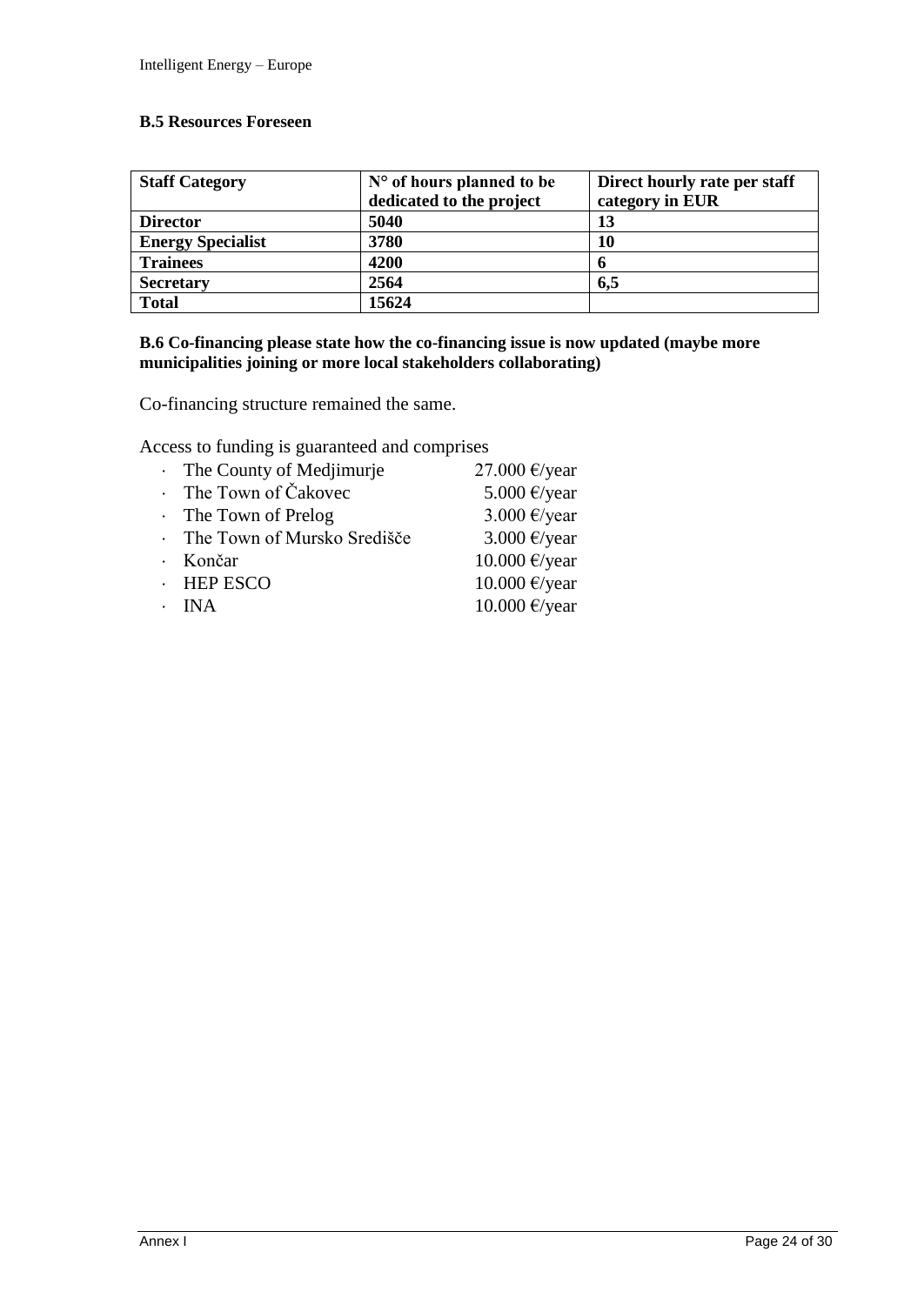**B.5 Resources Foreseen**

| Staff Category | N° of hours planned to be dedicated to the project | Direct hourly rate per staff category in EUR |
|---|---|---|
| **Director** | **5040** | **13** |
| **Energy Specialist** | **3780** | **10** |
| **Trainees** | **4200** | **6** |
| **Secretary** | **2564** | **6,5** |
| **Total** | **15624** | |

**B.6 Co-financing please state how the co-financing issue is now updated (maybe more municipalities joining or more local stakeholders collaborating)**

Co-financing structure remained the same.

Access to funding is guaranteed and comprises

- The County of Medjimurje 27.000 €/year
- The Town of Čakovec 5.000 €/year
- The Town of Prelog 3.000 €/year
- The Town of Mursko Središče 3.000 €/year
- Končar 10.000 €/year
- HEP ESCO 10.000 €/year
- INA 10.000 €/year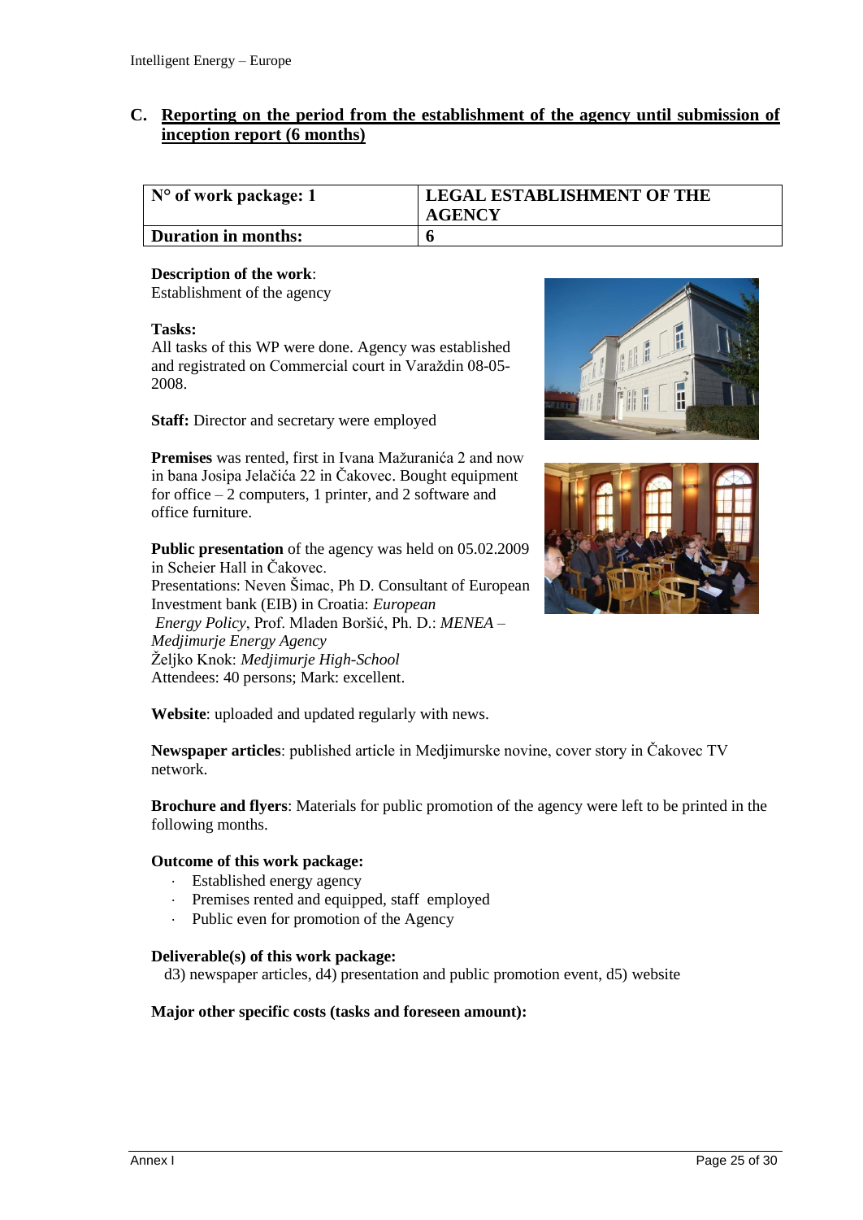## C. Reporting on the period from the establishment of the agency until submission of inception report (6 months)

| N° of work package: 1 | LEGAL ESTABLISHMENT OF THE AGENCY |
|---|---|
| **Duration in months:** | **6** |

**Description of the work**:
Establishment of the agency

**Tasks:**
All tasks of this WP were done. Agency was established and registrated on Commercial court in Varaždin 08-05-2008.

**Staff:** Director and secretary were employed

**Premises** was rented, first in Ivana Mažuranića 2 and now in bana Josipa Jelačića 22 in Čakovec. Bought equipment for office – 2 computers, 1 printer, and 2 software and office furniture.

**Public presentation** of the agency was held on 05.02.2009 in Scheier Hall in Čakovec.
Presentations: Neven Šimac, Ph D. Consultant of European Investment bank (EIB) in Croatia: *European Energy Policy*, Prof. Mladen Boršić, Ph. D.: *MENEA – Medjimurje Energy Agency*
Željko Knok: *Medjimurje High-School*
Attendees: 40 persons; Mark: excellent.

**Website**: uploaded and updated regularly with news.

**Newspaper articles**: published article in Medjimurske novine, cover story in Čakovec TV network.

**Brochure and flyers**: Materials for public promotion of the agency were left to be printed in the following months.

**Outcome of this work package:**

- Established energy agency
- Premises rented and equipped, staff employed
- Public even for promotion of the Agency

**Deliverable(s) of this work package:**
d3) newspaper articles, d4) presentation and public promotion event, d5) website

**Major other specific costs (tasks and foreseen amount):**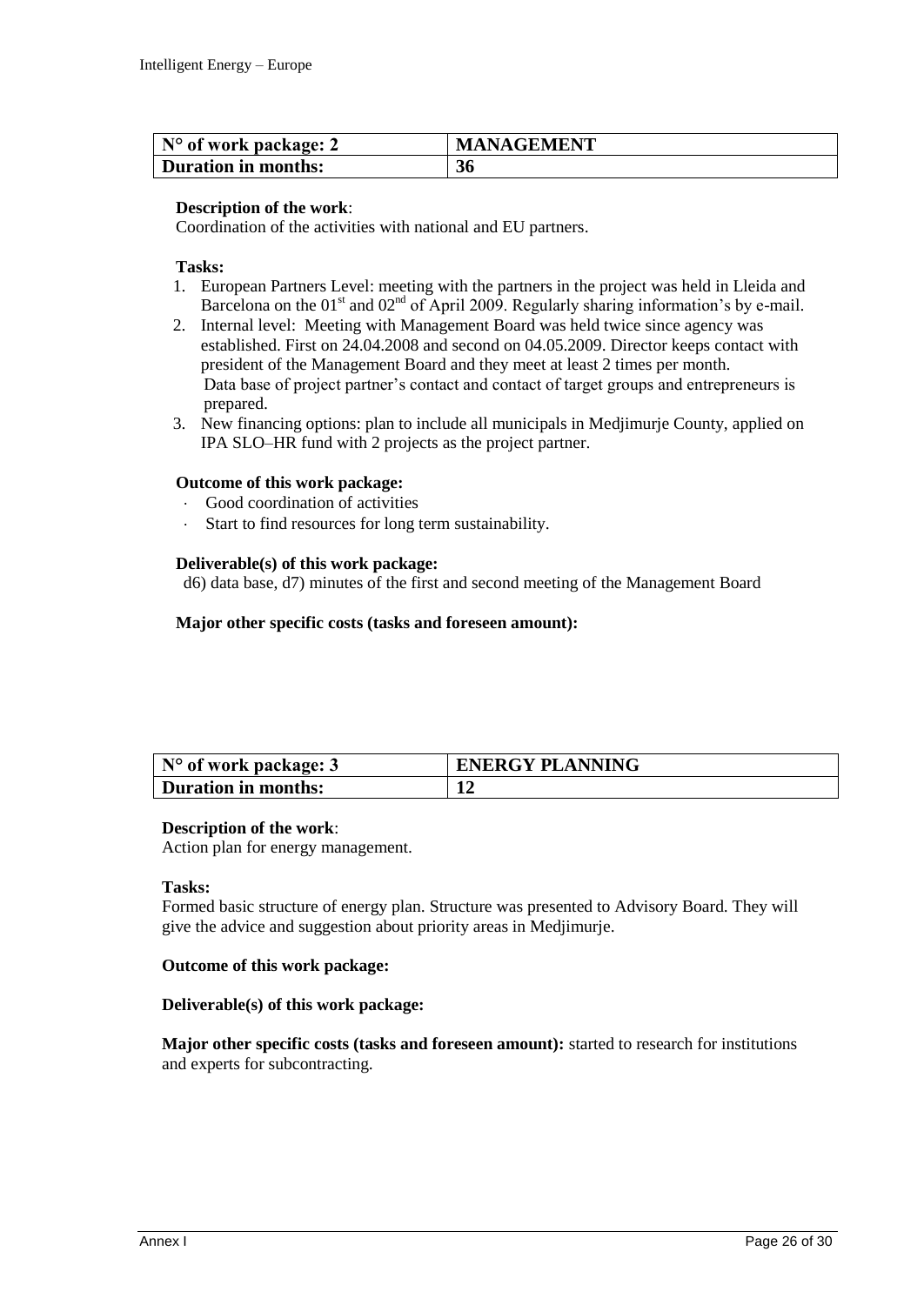| N° of work package: 2 | MANAGEMENT |
|---|---|
| Duration in months: | 36 |

**Description of the work**:
Coordination of the activities with national and EU partners.

**Tasks:**

1. European Partners Level: meeting with the partners in the project was held in Lleida and Barcelona on the 01st and 02nd of April 2009. Regularly sharing information's by e-mail.
2. Internal level: Meeting with Management Board was held twice since agency was established. First on 24.04.2008 and second on 04.05.2009. Director keeps contact with president of the Management Board and they meet at least 2 times per month. Data base of project partner's contact and contact of target groups and entrepreneurs is prepared.
3. New financing options: plan to include all municipals in Medjimurje County, applied on IPA SLO–HR fund with 2 projects as the project partner.

**Outcome of this work package:**

- Good coordination of activities
- Start to find resources for long term sustainability.

**Deliverable(s) of this work package:**
d6) data base, d7) minutes of the first and second meeting of the Management Board

**Major other specific costs (tasks and foreseen amount):**

| N° of work package: 3 | ENERGY PLANNING |
|---|---|
| Duration in months: | 12 |

**Description of the work**:
Action plan for energy management.

**Tasks:**
Formed basic structure of energy plan. Structure was presented to Advisory Board. They will give the advice and suggestion about priority areas in Medjimurje.

**Outcome of this work package:**

**Deliverable(s) of this work package:**

**Major other specific costs (tasks and foreseen amount):** started to research for institutions and experts for subcontracting.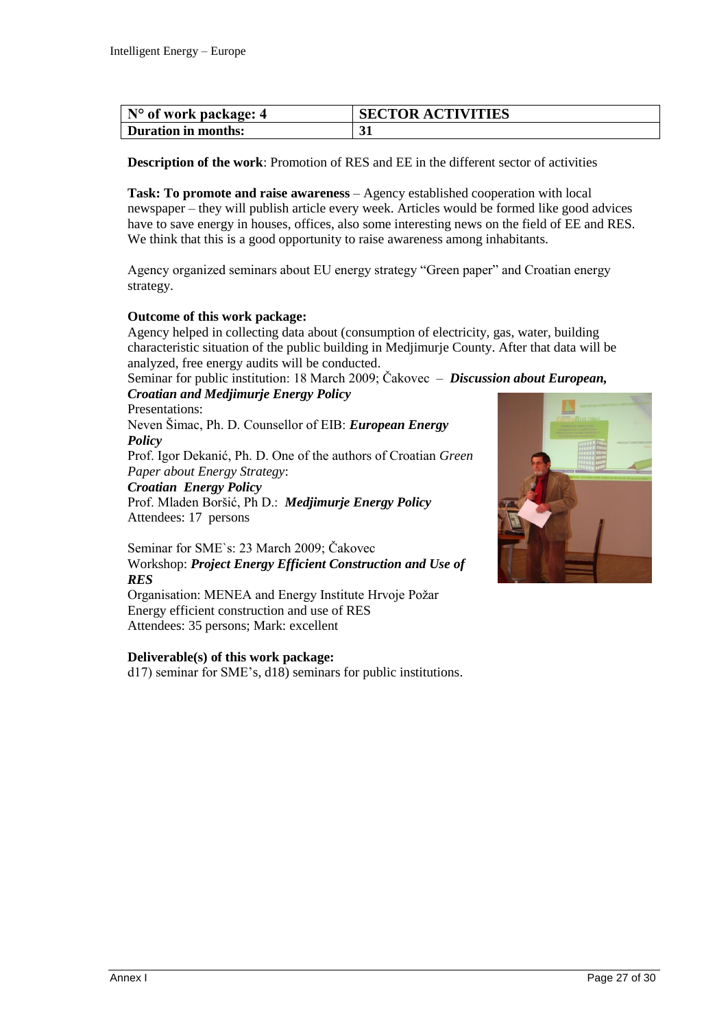| N° of work package: 4 | SECTOR ACTIVITIES |
| --- | --- |
| Duration in months: | 31 |

**Description of the work**: Promotion of RES and EE in the different sector of activities

**Task: To promote and raise awareness** – Agency established cooperation with local newspaper – they will publish article every week. Articles would be formed like good advices have to save energy in houses, offices, also some interesting news on the field of EE and RES. We think that this is a good opportunity to raise awareness among inhabitants.

Agency organized seminars about EU energy strategy “Green paper” and Croatian energy strategy.

**Outcome of this work package:**

Agency helped in collecting data about (consumption of electricity, gas, water, building characteristic situation of the public building in Medjimurje County. After that data will be analyzed, free energy audits will be conducted.

Seminar for public institution: 18 March 2009; Čakovec – ***Discussion about European, Croatian and Medjimurje Energy Policy***

Presentations:

Neven Šimac, Ph. D. Counsellor of EIB: ***European Energy Policy***

Prof. Igor Dekanić, Ph. D. One of the authors of Croatian *Green Paper about Energy Strategy*:

***Croatian Energy Policy***

Prof. Mladen Boršić, Ph D.: ***Medjimurje Energy Policy***

Attendees: 17 persons

Seminar for SME`s: 23 March 2009; Čakovec

Workshop: ***Project Energy Efficient Construction and Use of RES***

Organisation: MENEA and Energy Institute Hrvoje Požar

Energy efficient construction and use of RES

Attendees: 35 persons; Mark: excellent

**Deliverable(s) of this work package:**

d17) seminar for SME’s, d18) seminars for public institutions.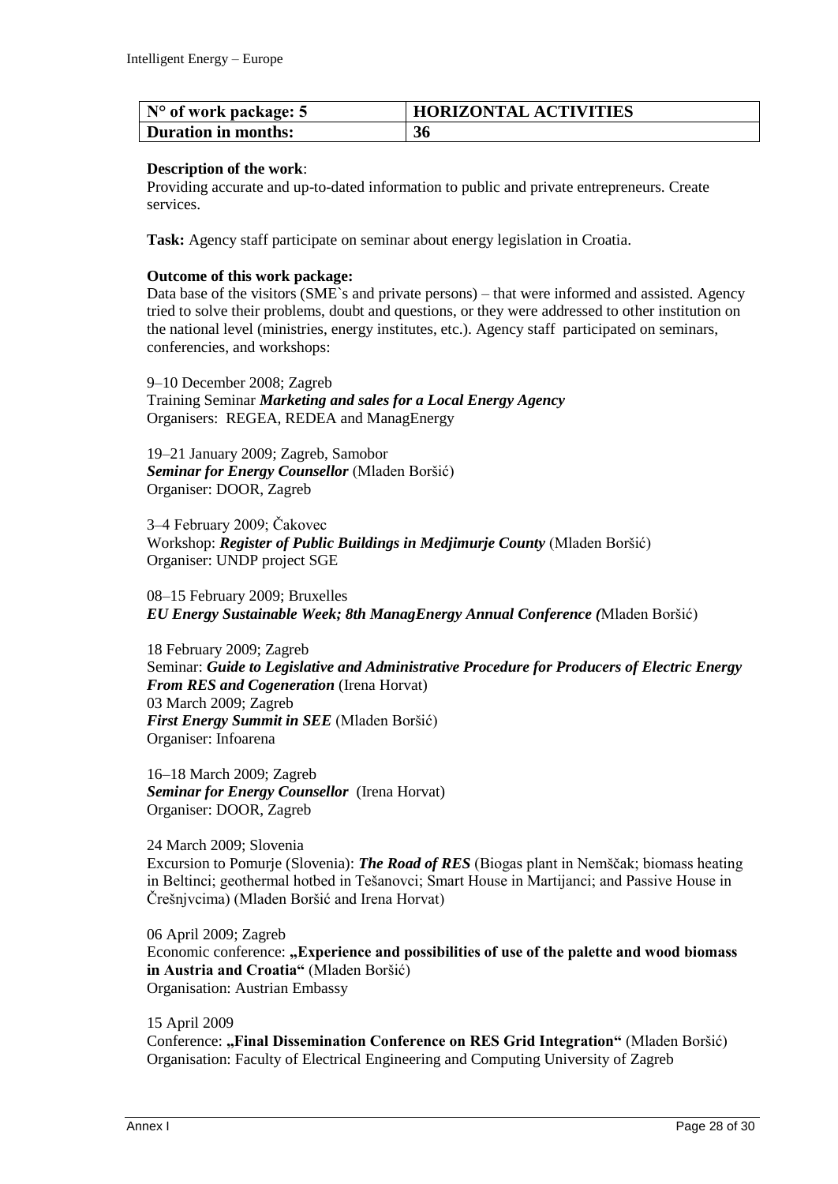| N° of work package: 5 | HORIZONTAL ACTIVITIES |
|---|---|
| Duration in months: | 36 |

**Description of the work**:
Providing accurate and up-to-dated information to public and private entrepreneurs. Create services.

**Task:** Agency staff participate on seminar about energy legislation in Croatia.

**Outcome of this work package:**
Data base of the visitors (SME`s and private persons) – that were informed and assisted. Agency tried to solve their problems, doubt and questions, or they were addressed to other institution on the national level (ministries, energy institutes, etc.). Agency staff participated on seminars, conferencies, and workshops:

9–10 December 2008; Zagreb
Training Seminar ***Marketing and sales for a Local Energy Agency***
Organisers: REGEA, REDEA and ManagEnergy

19–21 January 2009; Zagreb, Samobor
***Seminar for Energy Counsellor*** (Mladen Boršić)
Organiser: DOOR, Zagreb

3–4 February 2009; Čakovec
Workshop: ***Register of Public Buildings in Medjimurje County*** (Mladen Boršić)
Organiser: UNDP project SGE

08–15 February 2009; Bruxelles
***EU Energy Sustainable Week; 8th ManagEnergy Annual Conference (***Mladen Boršić)

18 February 2009; Zagreb
Seminar: ***Guide to Legislative and Administrative Procedure for Producers of Electric Energy From RES and Cogeneration*** (Irena Horvat)
03 March 2009; Zagreb
***First Energy Summit in SEE*** (Mladen Boršić)
Organiser: Infoarena

16–18 March 2009; Zagreb
***Seminar for Energy Counsellor*** (Irena Horvat)
Organiser: DOOR, Zagreb

24 March 2009; Slovenia
Excursion to Pomurje (Slovenia): ***The Road of RES*** (Biogas plant in Nemščak; biomass heating in Beltinci; geothermal hotbed in Tešanovci; Smart House in Martijanci; and Passive House in Črešnjvcima) (Mladen Boršić and Irena Horvat)

06 April 2009; Zagreb
Economic conference: **„Experience and possibilities of use of the palette and wood biomass in Austria and Croatia"** (Mladen Boršić)
Organisation: Austrian Embassy

15 April 2009
Conference: **„Final Dissemination Conference on RES Grid Integration"** (Mladen Boršić)
Organisation: Faculty of Electrical Engineering and Computing University of Zagreb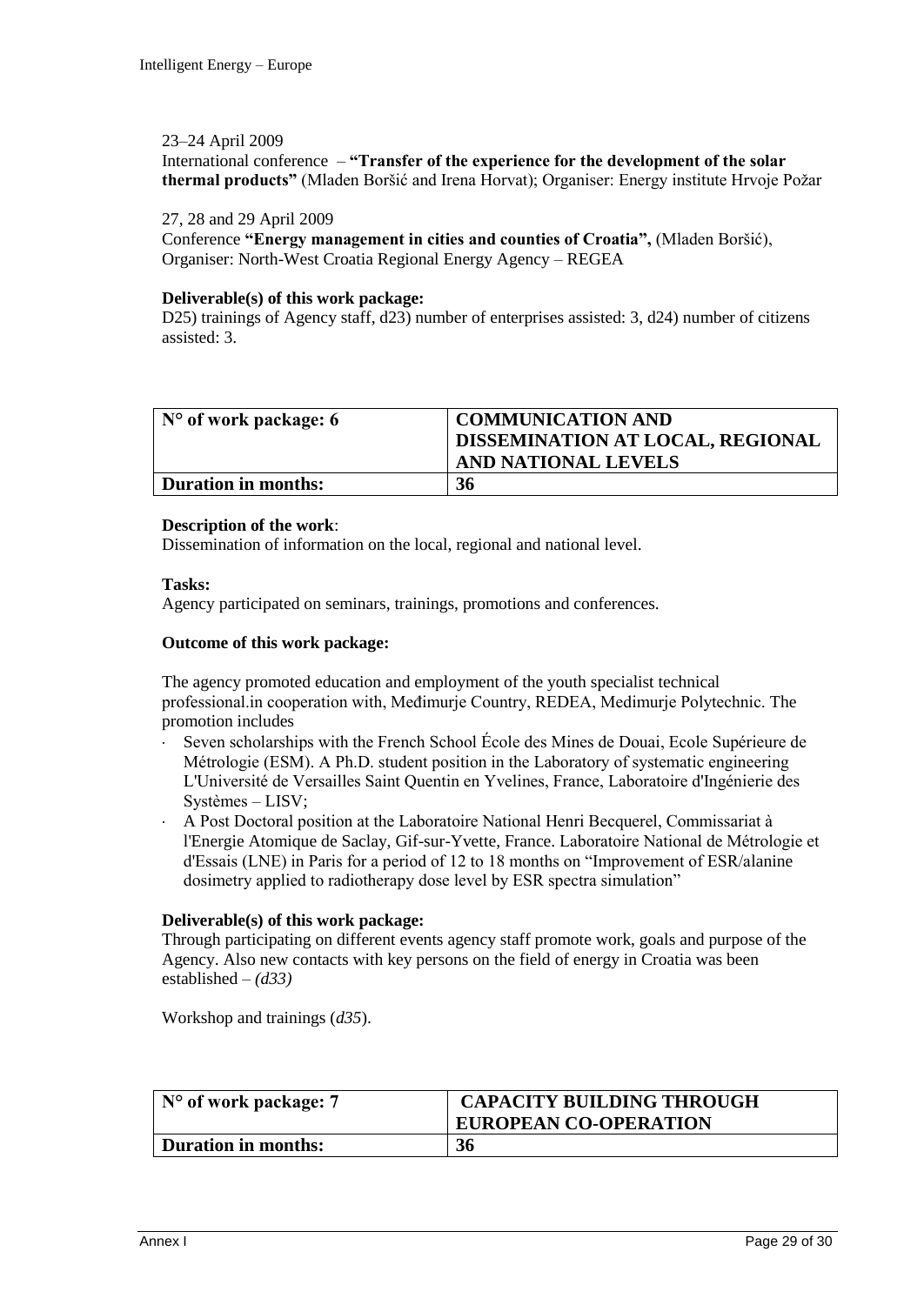23–24 April 2009
International conference – **"Transfer of the experience for the development of the solar thermal products"** (Mladen Boršić and Irena Horvat); Organiser: Energy institute Hrvoje Požar

27, 28 and 29 April 2009
Conference **"Energy management in cities and counties of Croatia",** (Mladen Boršić), Organiser: North-West Croatia Regional Energy Agency – REGEA

**Deliverable(s) of this work package:**
D25) trainings of Agency staff, d23) number of enterprises assisted: 3, d24) number of citizens assisted: 3.

| N° of work package: 6 | COMMUNICATION AND DISSEMINATION AT LOCAL, REGIONAL AND NATIONAL LEVELS |
|---|---|
| **Duration in months:** | **36** |

**Description of the work**:
Dissemination of information on the local, regional and national level.

**Tasks:**
Agency participated on seminars, trainings, promotions and conferences.

**Outcome of this work package:**

The agency promoted education and employment of the youth specialist technical professional.in cooperation with, Međimurje Country, REDEA, Medimurje Polytechnic. The promotion includes

- Seven scholarships with the French School École des Mines de Douai, Ecole Supérieure de Métrologie (ESM). A Ph.D. student position in the Laboratory of systematic engineering L'Université de Versailles Saint Quentin en Yvelines, France, Laboratoire d'Ingénierie des Systèmes – LISV;
- A Post Doctoral position at the Laboratoire National Henri Becquerel, Commissariat à l'Energie Atomique de Saclay, Gif-sur-Yvette, France. Laboratoire National de Métrologie et d'Essais (LNE) in Paris for a period of 12 to 18 months on "Improvement of ESR/alanine dosimetry applied to radiotherapy dose level by ESR spectra simulation"

**Deliverable(s) of this work package:**
Through participating on different events agency staff promote work, goals and purpose of the Agency. Also new contacts with key persons on the field of energy in Croatia was been established – *(d33)*

Workshop and trainings (*d35*).

| N° of work package: 7 | CAPACITY BUILDING THROUGH EUROPEAN CO-OPERATION |
|---|---|
| **Duration in months:** | **36** |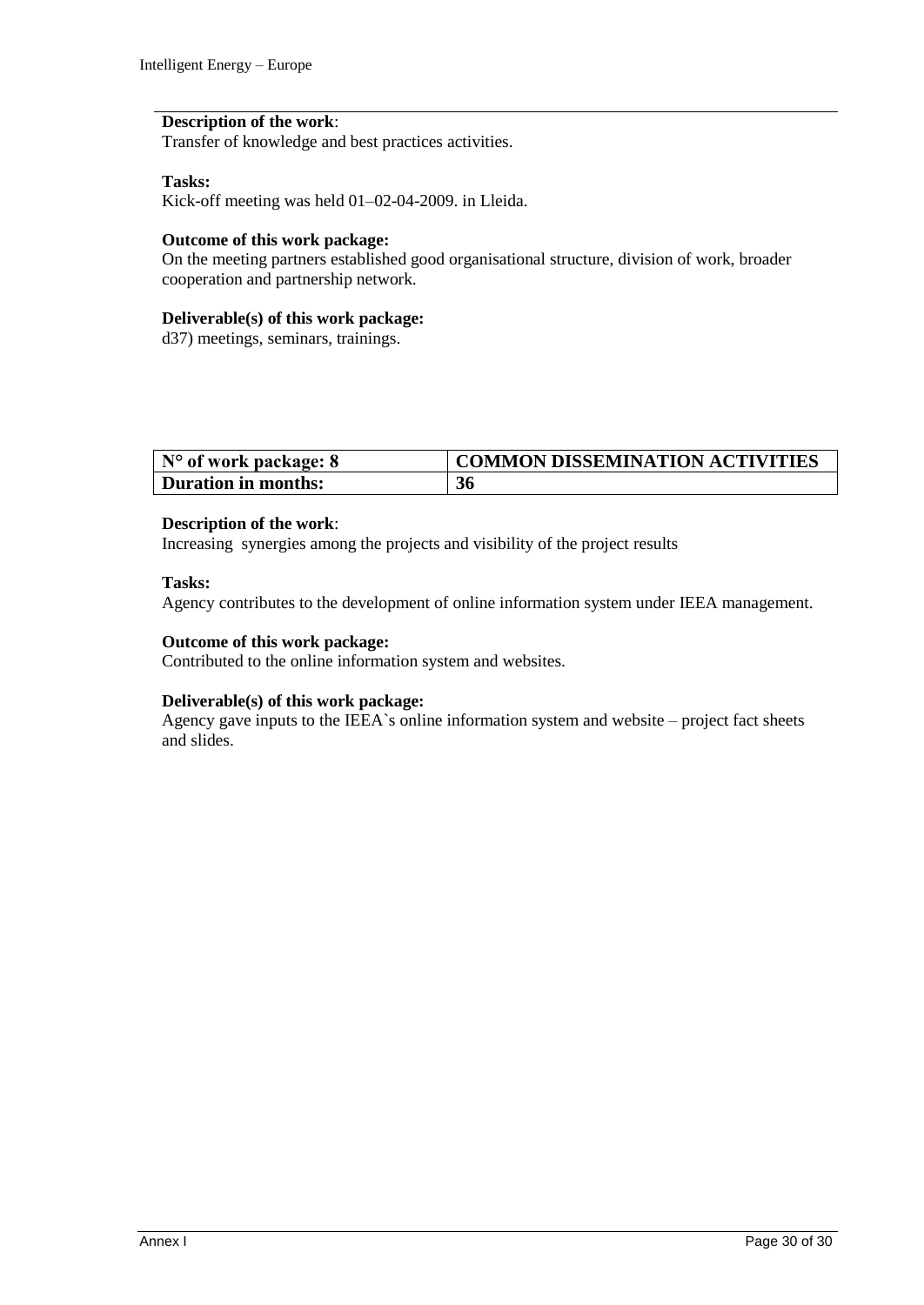**Description of the work**:
Transfer of knowledge and best practices activities.

**Tasks:**
Kick-off meeting was held 01–02-04-2009. in Lleida.

**Outcome of this work package:**
On the meeting partners established good organisational structure, division of work, broader cooperation and partnership network.

**Deliverable(s) of this work package:**
d37) meetings, seminars, trainings.

| **N° of work package: 8** | **COMMON DISSEMINATION ACTIVITIES** |
|---|---|
| **Duration in months:** | **36** |

**Description of the work**:
Increasing synergies among the projects and visibility of the project results

**Tasks:**
Agency contributes to the development of online information system under IEEA management.

**Outcome of this work package:**
Contributed to the online information system and websites.

**Deliverable(s) of this work package:**
Agency gave inputs to the IEEA`s online information system and website – project fact sheets and slides.